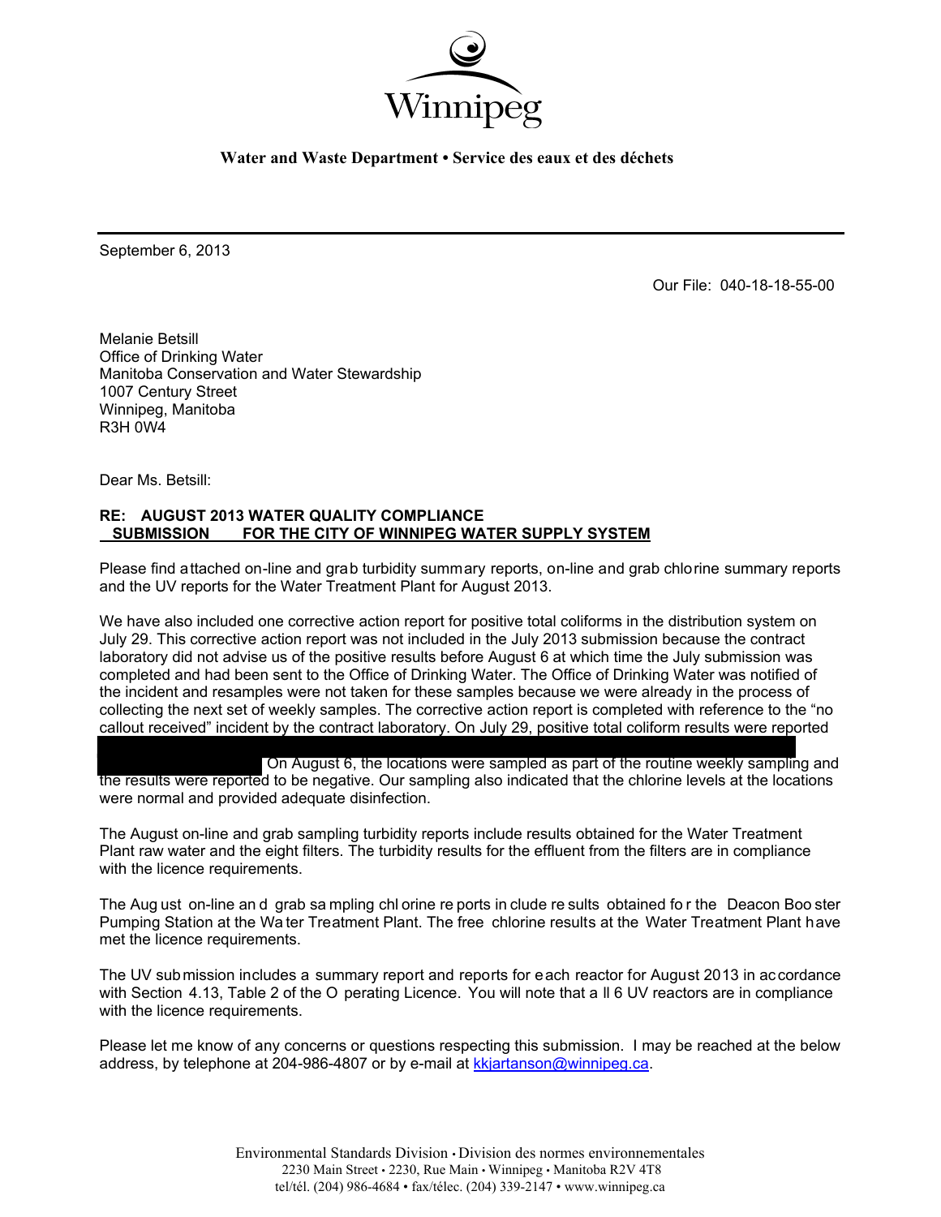Winnipeg

**Water and Waste Department • Service des eaux et des déchets**

September 6, 2013

Our File: 040-18-18-55-00

Melanie Betsill
Office of Drinking Water
Manitoba Conservation and Water Stewardship
1007 Century Street
Winnipeg, Manitoba
R3H 0W4

Dear Ms. Betsill:

**RE: AUGUST 2013 WATER QUALITY COMPLIANCE SUBMISSION FOR THE CITY OF WINNIPEG WATER SUPPLY SYSTEM**

Please find attached on-line and grab turbidity summary reports, on-line and grab chlorine summary reports and the UV reports for the Water Treatment Plant for August 2013.

We have also included one corrective action report for positive total coliforms in the distribution system on July 29. This corrective action report was not included in the July 2013 submission because the contract laboratory did not advise us of the positive results before August 6 at which time the July submission was completed and had been sent to the Office of Drinking Water. The Office of Drinking Water was notified of the incident and resamples were not taken for these samples because we were already in the process of collecting the next set of weekly samples. The corrective action report is completed with reference to the "no callout received" incident by the contract laboratory. On July 29, positive total coliform results were reported [REDACTED] On August 6, the locations were sampled as part of the routine weekly sampling and the results were reported to be negative. Our sampling also indicated that the chlorine levels at the locations were normal and provided adequate disinfection.

The August on-line and grab sampling turbidity reports include results obtained for the Water Treatment Plant raw water and the eight filters. The turbidity results for the effluent from the filters are in compliance with the licence requirements.

The August on-line and grab sampling chlorine reports include results obtained for the Deacon Booster Pumping Station at the Water Treatment Plant. The free chlorine results at the Water Treatment Plant have met the licence requirements.

The UV submission includes a summary report and reports for each reactor for August 2013 in accordance with Section 4.13, Table 2 of the Operating Licence. You will note that all 6 UV reactors are in compliance with the licence requirements.

Please let me know of any concerns or questions respecting this submission. I may be reached at the below address, by telephone at 204-986-4807 or by e-mail at kkjartanson@winnipeg.ca.

Environmental Standards Division • Division des normes environnementales
2230 Main Street • 2230, Rue Main • Winnipeg • Manitoba R2V 4T8
tel/tél. (204) 986-4684 • fax/télec. (204) 339-2147 • www.winnipeg.ca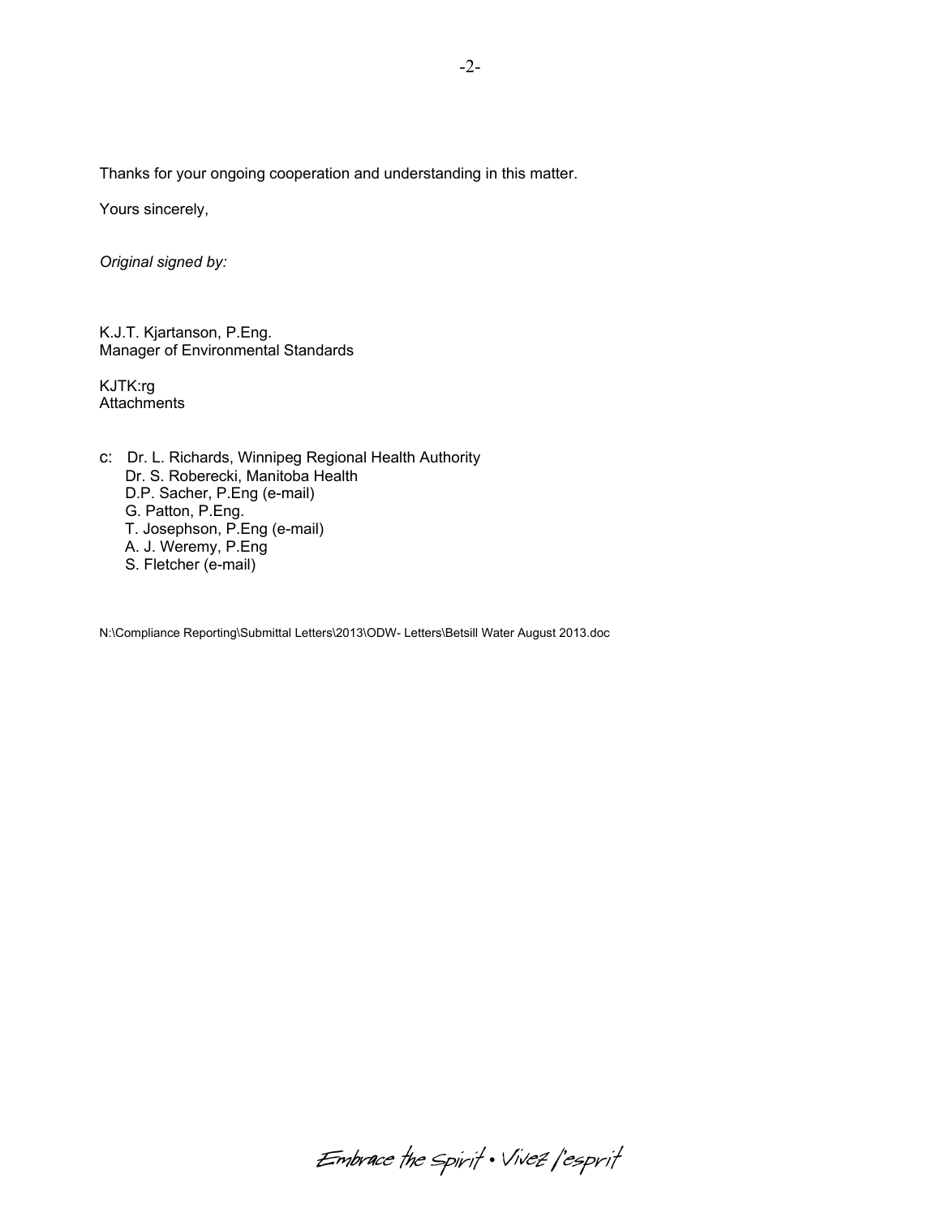Thanks for your ongoing cooperation and understanding in this matter.

Yours sincerely,

*Original signed by:*

K.J.T. Kjartanson, P.Eng.
Manager of Environmental Standards

KJTK:rg
Attachments

c: Dr. L. Richards, Winnipeg Regional Health Authority
Dr. S. Roberecki, Manitoba Health
D.P. Sacher, P.Eng (e-mail)
G. Patton, P.Eng.
T. Josephson, P.Eng (e-mail)
A. J. Weremy, P.Eng
S. Fletcher (e-mail)

N:\Compliance Reporting\Submittal Letters\2013\ODW- Letters\Betsill Water August 2013.doc

Embrace the Spirit • Vivez l'esprit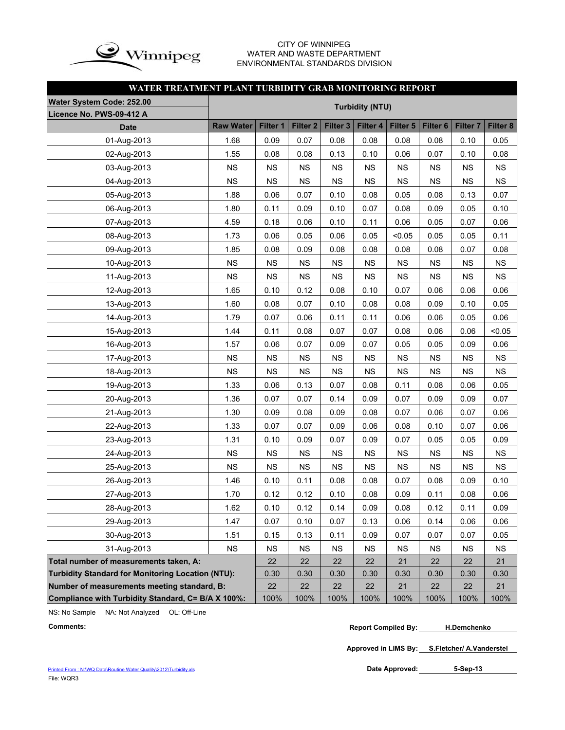CITY OF WINNIPEG
WATER AND WASTE DEPARTMENT
ENVIRONMENTAL STANDARDS DIVISION

## WATER TREATMENT PLANT TURBIDITY GRAB MONITORING REPORT

| Water System Code: 252.00<br>Licence No. PWS-09-412 A | Turbidity (NTU) | | | | | | | | |
|---|---|---|---|---|---|---|---|---|---|
| Date | Raw Water | Filter 1 | Filter 2 | Filter 3 | Filter 4 | Filter 5 | Filter 6 | Filter 7 | Filter 8 |
| 01-Aug-2013 | 1.68 | 0.09 | 0.07 | 0.08 | 0.08 | 0.08 | 0.08 | 0.10 | 0.05 |
| 02-Aug-2013 | 1.55 | 0.08 | 0.08 | 0.13 | 0.10 | 0.06 | 0.07 | 0.10 | 0.08 |
| 03-Aug-2013 | NS | NS | NS | NS | NS | NS | NS | NS | NS |
| 04-Aug-2013 | NS | NS | NS | NS | NS | NS | NS | NS | NS |
| 05-Aug-2013 | 1.88 | 0.06 | 0.07 | 0.10 | 0.08 | 0.05 | 0.08 | 0.13 | 0.07 |
| 06-Aug-2013 | 1.80 | 0.11 | 0.09 | 0.10 | 0.07 | 0.08 | 0.09 | 0.05 | 0.10 |
| 07-Aug-2013 | 4.59 | 0.18 | 0.06 | 0.10 | 0.11 | 0.06 | 0.05 | 0.07 | 0.06 |
| 08-Aug-2013 | 1.73 | 0.06 | 0.05 | 0.06 | 0.05 | <0.05 | 0.05 | 0.05 | 0.11 |
| 09-Aug-2013 | 1.85 | 0.08 | 0.09 | 0.08 | 0.08 | 0.08 | 0.08 | 0.07 | 0.08 |
| 10-Aug-2013 | NS | NS | NS | NS | NS | NS | NS | NS | NS |
| 11-Aug-2013 | NS | NS | NS | NS | NS | NS | NS | NS | NS |
| 12-Aug-2013 | 1.65 | 0.10 | 0.12 | 0.08 | 0.10 | 0.07 | 0.06 | 0.06 | 0.06 |
| 13-Aug-2013 | 1.60 | 0.08 | 0.07 | 0.10 | 0.08 | 0.08 | 0.09 | 0.10 | 0.05 |
| 14-Aug-2013 | 1.79 | 0.07 | 0.06 | 0.11 | 0.11 | 0.06 | 0.06 | 0.05 | 0.06 |
| 15-Aug-2013 | 1.44 | 0.11 | 0.08 | 0.07 | 0.07 | 0.08 | 0.06 | 0.06 | <0.05 |
| 16-Aug-2013 | 1.57 | 0.06 | 0.07 | 0.09 | 0.07 | 0.05 | 0.05 | 0.09 | 0.06 |
| 17-Aug-2013 | NS | NS | NS | NS | NS | NS | NS | NS | NS |
| 18-Aug-2013 | NS | NS | NS | NS | NS | NS | NS | NS | NS |
| 19-Aug-2013 | 1.33 | 0.06 | 0.13 | 0.07 | 0.08 | 0.11 | 0.08 | 0.06 | 0.05 |
| 20-Aug-2013 | 1.36 | 0.07 | 0.07 | 0.14 | 0.09 | 0.07 | 0.09 | 0.09 | 0.07 |
| 21-Aug-2013 | 1.30 | 0.09 | 0.08 | 0.09 | 0.08 | 0.07 | 0.06 | 0.07 | 0.06 |
| 22-Aug-2013 | 1.33 | 0.07 | 0.07 | 0.09 | 0.06 | 0.08 | 0.10 | 0.07 | 0.06 |
| 23-Aug-2013 | 1.31 | 0.10 | 0.09 | 0.07 | 0.09 | 0.07 | 0.05 | 0.05 | 0.09 |
| 24-Aug-2013 | NS | NS | NS | NS | NS | NS | NS | NS | NS |
| 25-Aug-2013 | NS | NS | NS | NS | NS | NS | NS | NS | NS |
| 26-Aug-2013 | 1.46 | 0.10 | 0.11 | 0.08 | 0.08 | 0.07 | 0.08 | 0.09 | 0.10 |
| 27-Aug-2013 | 1.70 | 0.12 | 0.12 | 0.10 | 0.08 | 0.09 | 0.11 | 0.08 | 0.06 |
| 28-Aug-2013 | 1.62 | 0.10 | 0.12 | 0.14 | 0.09 | 0.08 | 0.12 | 0.11 | 0.09 |
| 29-Aug-2013 | 1.47 | 0.07 | 0.10 | 0.07 | 0.13 | 0.06 | 0.14 | 0.06 | 0.06 |
| 30-Aug-2013 | 1.51 | 0.15 | 0.13 | 0.11 | 0.09 | 0.07 | 0.07 | 0.07 | 0.05 |
| 31-Aug-2013 | NS | NS | NS | NS | NS | NS | NS | NS | NS |
| **Total number of measurements taken, A:** | | 22 | 22 | 22 | 22 | 21 | 22 | 22 | 21 |
| **Turbidity Standard for Monitoring Location (NTU):** | | 0.30 | 0.30 | 0.30 | 0.30 | 0.30 | 0.30 | 0.30 | 0.30 |
| **Number of measurements meeting standard, B:** | | 22 | 22 | 22 | 22 | 21 | 22 | 22 | 21 |
| **Compliance with Turbidity Standard, C= B/A X 100%:** | | 100% | 100% | 100% | 100% | 100% | 100% | 100% | 100% |

NS: No Sample NA: Not Analyzed OL: Off-Line

**Comments:**

**Report Compiled By:** H.Demchenko

**Approved in LIMS By:** S.Fletcher/ A.Vanderstel

**Date Approved:** 5-Sep-13

Printed From : N:\WQ Data\Routine Water Quality\2012\Turbidity.xls
File: WQR3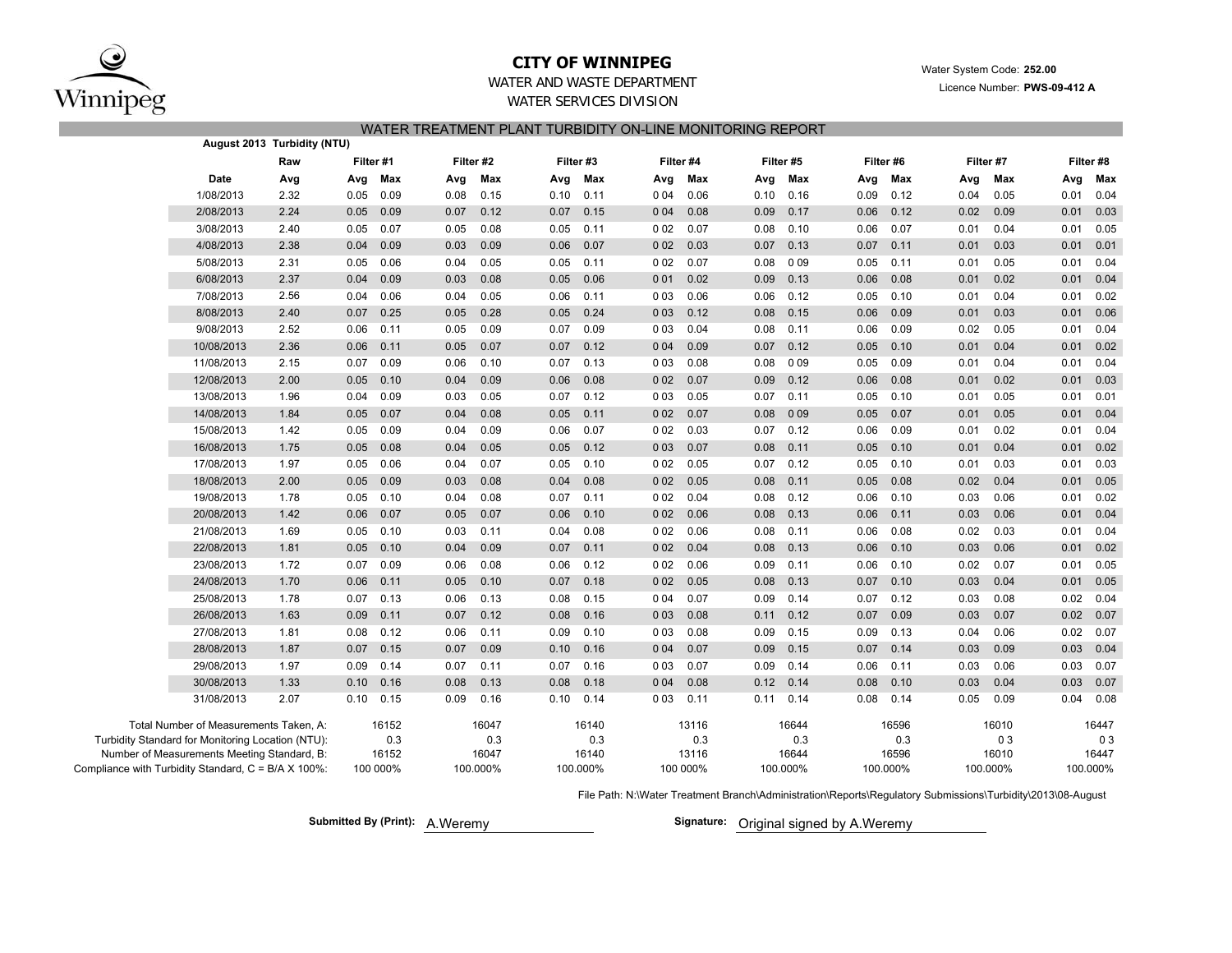**CITY OF WINNIPEG**

WATER AND WASTE DEPARTMENT

WATER SERVICES DIVISION

Water System Code: **252.00**

Licence Number: **PWS-09-412 A**

## WATER TREATMENT PLANT TURBIDITY ON-LINE MONITORING REPORT

**August 2013 Turbidity (NTU)**

| | Raw | Filter #1 | | Filter #2 | | Filter #3 | | Filter #4 | | Filter #5 | | Filter #6 | | Filter #7 | | Filter #8 | |
|---|---|---|---|---|---|---|---|---|---|---|---|---|---|---|---|---|---|
| Date | Avg | Avg | Max | Avg | Max | Avg | Max | Avg | Max | Avg | Max | Avg | Max | Avg | Max | Avg | Max |
| 1/08/2013 | 2.32 | 0.05 | 0.09 | 0.08 | 0.15 | 0.10 | 0.11 | 0 04 | 0.06 | 0.10 | 0.16 | 0.09 | 0.12 | 0.04 | 0.05 | 0.01 | 0.04 |
| 2/08/2013 | 2.24 | 0.05 | 0.09 | 0.07 | 0.12 | 0.07 | 0.15 | 0 04 | 0.08 | 0.09 | 0.17 | 0.06 | 0.12 | 0.02 | 0.09 | 0.01 | 0.03 |
| 3/08/2013 | 2.40 | 0.05 | 0.07 | 0.05 | 0.08 | 0.05 | 0.11 | 0 02 | 0.07 | 0.08 | 0.10 | 0.06 | 0.07 | 0.01 | 0.04 | 0.01 | 0.05 |
| 4/08/2013 | 2.38 | 0.04 | 0.09 | 0.03 | 0.09 | 0.06 | 0.07 | 0 02 | 0.03 | 0.07 | 0.13 | 0.07 | 0.11 | 0.01 | 0.03 | 0.01 | 0.01 |
| 5/08/2013 | 2.31 | 0.05 | 0.06 | 0.04 | 0.05 | 0.05 | 0.11 | 0 02 | 0.07 | 0.08 | 0 09 | 0.05 | 0.11 | 0.01 | 0.05 | 0.01 | 0.04 |
| 6/08/2013 | 2.37 | 0.04 | 0.09 | 0.03 | 0.08 | 0.05 | 0.06 | 0 01 | 0.02 | 0.09 | 0.13 | 0.06 | 0.08 | 0.01 | 0.02 | 0.01 | 0.04 |
| 7/08/2013 | 2.56 | 0.04 | 0.06 | 0.04 | 0.05 | 0.06 | 0.11 | 0 03 | 0.06 | 0.06 | 0.12 | 0.05 | 0.10 | 0.01 | 0.04 | 0.01 | 0.02 |
| 8/08/2013 | 2.40 | 0.07 | 0.25 | 0.05 | 0.28 | 0.05 | 0.24 | 0 03 | 0.12 | 0.08 | 0.15 | 0.06 | 0.09 | 0.01 | 0.03 | 0.01 | 0.06 |
| 9/08/2013 | 2.52 | 0.06 | 0.11 | 0.05 | 0.09 | 0.07 | 0.09 | 0 03 | 0.04 | 0.08 | 0.11 | 0.06 | 0.09 | 0.02 | 0.05 | 0.01 | 0.04 |
| 10/08/2013 | 2.36 | 0.06 | 0.11 | 0.05 | 0.07 | 0.07 | 0.12 | 0 04 | 0.09 | 0.07 | 0.12 | 0.05 | 0.10 | 0.01 | 0.04 | 0.01 | 0.02 |
| 11/08/2013 | 2.15 | 0.07 | 0.09 | 0.06 | 0.10 | 0.07 | 0.13 | 0 03 | 0.08 | 0.08 | 0 09 | 0.05 | 0.09 | 0.01 | 0.04 | 0.01 | 0.04 |
| 12/08/2013 | 2.00 | 0.05 | 0.10 | 0.04 | 0.09 | 0.06 | 0.08 | 0 02 | 0.07 | 0.09 | 0.12 | 0.06 | 0.08 | 0.01 | 0.02 | 0.01 | 0.03 |
| 13/08/2013 | 1.96 | 0.04 | 0.09 | 0.03 | 0.05 | 0.07 | 0.12 | 0 03 | 0.05 | 0.07 | 0.11 | 0.05 | 0.10 | 0.01 | 0.05 | 0.01 | 0.01 |
| 14/08/2013 | 1.84 | 0.05 | 0.07 | 0.04 | 0.08 | 0.05 | 0.11 | 0 02 | 0.07 | 0.08 | 0 09 | 0.05 | 0.07 | 0.01 | 0.05 | 0.01 | 0.04 |
| 15/08/2013 | 1.42 | 0.05 | 0.09 | 0.04 | 0.09 | 0.06 | 0.07 | 0 02 | 0.03 | 0.07 | 0.12 | 0.06 | 0.09 | 0.01 | 0.02 | 0.01 | 0.04 |
| 16/08/2013 | 1.75 | 0.05 | 0.08 | 0.04 | 0.05 | 0.05 | 0.12 | 0 03 | 0.07 | 0.08 | 0.11 | 0.05 | 0.10 | 0.01 | 0.04 | 0.01 | 0.02 |
| 17/08/2013 | 1.97 | 0.05 | 0.06 | 0.04 | 0.07 | 0.05 | 0.10 | 0 02 | 0.05 | 0.07 | 0.12 | 0.05 | 0.10 | 0.01 | 0.03 | 0.01 | 0.03 |
| 18/08/2013 | 2.00 | 0.05 | 0.09 | 0.03 | 0.08 | 0.04 | 0.08 | 0 02 | 0.05 | 0.08 | 0.11 | 0.05 | 0.08 | 0.02 | 0.04 | 0.01 | 0.05 |
| 19/08/2013 | 1.78 | 0.05 | 0.10 | 0.04 | 0.08 | 0.07 | 0.11 | 0 02 | 0.04 | 0.08 | 0.12 | 0.06 | 0.10 | 0.03 | 0.06 | 0.01 | 0.02 |
| 20/08/2013 | 1.42 | 0.06 | 0.07 | 0.05 | 0.07 | 0.06 | 0.10 | 0 02 | 0.06 | 0.08 | 0.13 | 0.06 | 0.11 | 0.03 | 0.06 | 0.01 | 0.04 |
| 21/08/2013 | 1.69 | 0.05 | 0.10 | 0.03 | 0.11 | 0.04 | 0.08 | 0 02 | 0.06 | 0.08 | 0.11 | 0.06 | 0.08 | 0.02 | 0.03 | 0.01 | 0.04 |
| 22/08/2013 | 1.81 | 0.05 | 0.10 | 0.04 | 0.09 | 0.07 | 0.11 | 0 02 | 0.04 | 0.08 | 0.13 | 0.06 | 0.10 | 0.03 | 0.06 | 0.01 | 0.02 |
| 23/08/2013 | 1.72 | 0.07 | 0.09 | 0.06 | 0.08 | 0.06 | 0.12 | 0 02 | 0.06 | 0.09 | 0.11 | 0.06 | 0.10 | 0.02 | 0.07 | 0.01 | 0.05 |
| 24/08/2013 | 1.70 | 0.06 | 0.11 | 0.05 | 0.10 | 0.07 | 0.18 | 0 02 | 0.05 | 0.08 | 0.13 | 0.07 | 0.10 | 0.03 | 0.04 | 0.01 | 0.05 |
| 25/08/2013 | 1.78 | 0.07 | 0.13 | 0.06 | 0.13 | 0.08 | 0.15 | 0 04 | 0.07 | 0.09 | 0.14 | 0.07 | 0.12 | 0.03 | 0.08 | 0.02 | 0.04 |
| 26/08/2013 | 1.63 | 0.09 | 0.11 | 0.07 | 0.12 | 0.08 | 0.16 | 0 03 | 0.08 | 0.11 | 0.12 | 0.07 | 0.09 | 0.03 | 0.07 | 0.02 | 0.07 |
| 27/08/2013 | 1.81 | 0.08 | 0.12 | 0.06 | 0.11 | 0.09 | 0.10 | 0 03 | 0.08 | 0.09 | 0.15 | 0.09 | 0.13 | 0.04 | 0.06 | 0.02 | 0.07 |
| 28/08/2013 | 1.87 | 0.07 | 0.15 | 0.07 | 0.09 | 0.10 | 0.16 | 0 04 | 0.07 | 0.09 | 0.15 | 0.07 | 0.14 | 0.03 | 0.09 | 0.03 | 0.04 |
| 29/08/2013 | 1.97 | 0.09 | 0.14 | 0.07 | 0.11 | 0.07 | 0.16 | 0 03 | 0.07 | 0.09 | 0.14 | 0.06 | 0.11 | 0.03 | 0.06 | 0.03 | 0.07 |
| 30/08/2013 | 1.33 | 0.10 | 0.16 | 0.08 | 0.13 | 0.08 | 0.18 | 0 04 | 0.08 | 0.12 | 0.14 | 0.08 | 0.10 | 0.03 | 0.04 | 0.03 | 0.07 |
| 31/08/2013 | 2.07 | 0.10 | 0.15 | 0.09 | 0.16 | 0.10 | 0.14 | 0 03 | 0.11 | 0.11 | 0.14 | 0.08 | 0.14 | 0.05 | 0.09 | 0.04 | 0.08 |
| Total Number of Measurements Taken, A: | | 16152 | | 16047 | | 16140 | | 13116 | | 16644 | | 16596 | | 16010 | | 16447 | |
| Turbidity Standard for Monitoring Location (NTU): | | 0.3 | | 0.3 | | 0.3 | | 0.3 | | 0.3 | | 0.3 | | 0 3 | | 0 3 | |
| Number of Measurements Meeting Standard, B: | | 16152 | | 16047 | | 16140 | | 13116 | | 16644 | | 16596 | | 16010 | | 16447 | |
| Compliance with Turbidity Standard, C = B/A X 100%: | | 100 000% | | 100.000% | | 100.000% | | 100 000% | | 100.000% | | 100.000% | | 100.000% | | 100.000% | |

File Path: N:\Water Treatment Branch\Administration\Reports\Regulatory Submissions\Turbidity\2013\08-August

**Submitted By (Print):** A.Weremy

**Signature:** Original signed by A.Weremy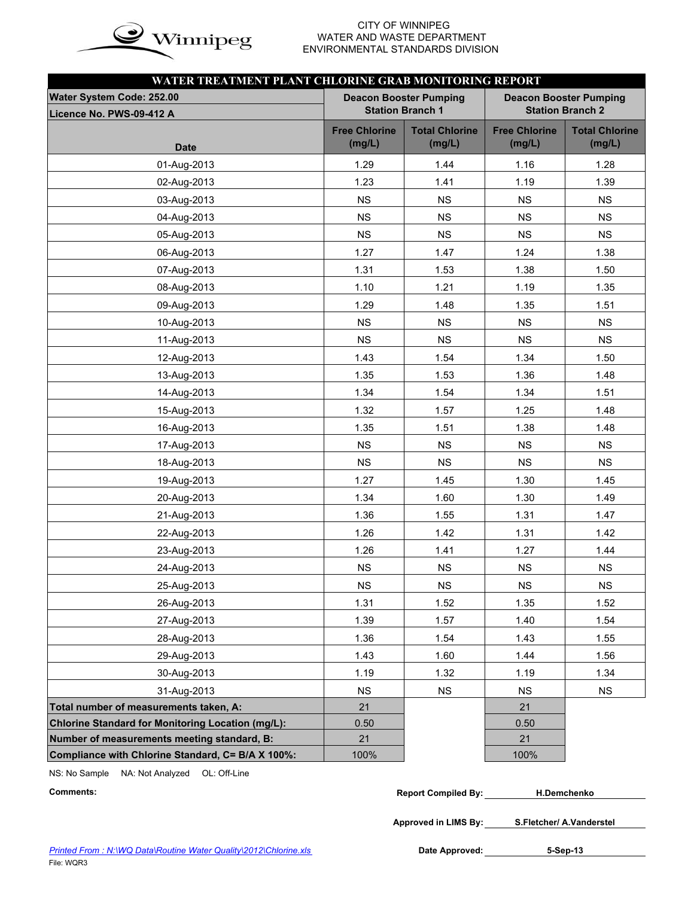CITY OF WINNIPEG
WATER AND WASTE DEPARTMENT
ENVIRONMENTAL STANDARDS DIVISION

## WATER TREATMENT PLANT CHLORINE GRAB MONITORING REPORT

| Water System Code: 252.00 / Licence No. PWS-09-412 A | Deacon Booster Pumping Station Branch 1 | | Deacon Booster Pumping Station Branch 2 | |
|---|---|---|---|---|
| **Date** | **Free Chlorine (mg/L)** | **Total Chlorine (mg/L)** | **Free Chlorine (mg/L)** | **Total Chlorine (mg/L)** |
| 01-Aug-2013 | 1.29 | 1.44 | 1.16 | 1.28 |
| 02-Aug-2013 | 1.23 | 1.41 | 1.19 | 1.39 |
| 03-Aug-2013 | NS | NS | NS | NS |
| 04-Aug-2013 | NS | NS | NS | NS |
| 05-Aug-2013 | NS | NS | NS | NS |
| 06-Aug-2013 | 1.27 | 1.47 | 1.24 | 1.38 |
| 07-Aug-2013 | 1.31 | 1.53 | 1.38 | 1.50 |
| 08-Aug-2013 | 1.10 | 1.21 | 1.19 | 1.35 |
| 09-Aug-2013 | 1.29 | 1.48 | 1.35 | 1.51 |
| 10-Aug-2013 | NS | NS | NS | NS |
| 11-Aug-2013 | NS | NS | NS | NS |
| 12-Aug-2013 | 1.43 | 1.54 | 1.34 | 1.50 |
| 13-Aug-2013 | 1.35 | 1.53 | 1.36 | 1.48 |
| 14-Aug-2013 | 1.34 | 1.54 | 1.34 | 1.51 |
| 15-Aug-2013 | 1.32 | 1.57 | 1.25 | 1.48 |
| 16-Aug-2013 | 1.35 | 1.51 | 1.38 | 1.48 |
| 17-Aug-2013 | NS | NS | NS | NS |
| 18-Aug-2013 | NS | NS | NS | NS |
| 19-Aug-2013 | 1.27 | 1.45 | 1.30 | 1.45 |
| 20-Aug-2013 | 1.34 | 1.60 | 1.30 | 1.49 |
| 21-Aug-2013 | 1.36 | 1.55 | 1.31 | 1.47 |
| 22-Aug-2013 | 1.26 | 1.42 | 1.31 | 1.42 |
| 23-Aug-2013 | 1.26 | 1.41 | 1.27 | 1.44 |
| 24-Aug-2013 | NS | NS | NS | NS |
| 25-Aug-2013 | NS | NS | NS | NS |
| 26-Aug-2013 | 1.31 | 1.52 | 1.35 | 1.52 |
| 27-Aug-2013 | 1.39 | 1.57 | 1.40 | 1.54 |
| 28-Aug-2013 | 1.36 | 1.54 | 1.43 | 1.55 |
| 29-Aug-2013 | 1.43 | 1.60 | 1.44 | 1.56 |
| 30-Aug-2013 | 1.19 | 1.32 | 1.19 | 1.34 |
| 31-Aug-2013 | NS | NS | NS | NS |
| **Total number of measurements taken, A:** | 21 | | 21 | |
| **Chlorine Standard for Monitoring Location (mg/L):** | 0.50 | | 0.50 | |
| **Number of measurements meeting standard, B:** | 21 | | 21 | |
| **Compliance with Chlorine Standard, C= B/A X 100%:** | 100% | | 100% | |

NS: No Sample    NA: Not Analyzed    OL: Off-Line

**Comments:**

**Report Compiled By:** H.Demchenko

**Approved in LIMS By:** S.Fletcher/ A.Vanderstel

**Date Approved:** 5-Sep-13

*Printed From : N:\WQ Data\Routine Water Quality\2012\Chlorine.xls*

File: WQR3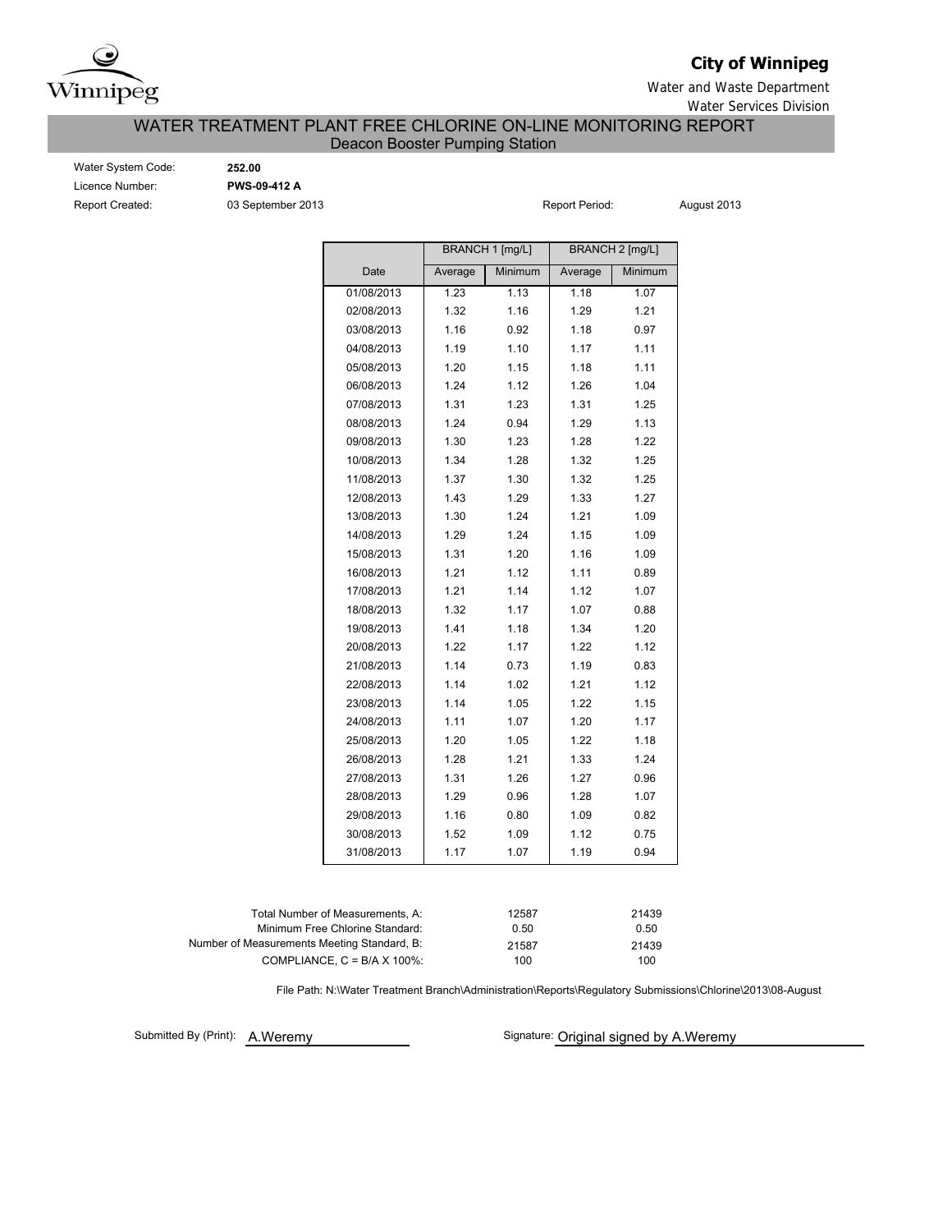**City of Winnipeg**

Water and Waste Department

Water Services Division

## WATER TREATMENT PLANT FREE CHLORINE ON-LINE MONITORING REPORT

### Deacon Booster Pumping Station

Water System Code: **252.00**

Licence Number: **PWS-09-412 A**

Report Created: 03 September 2013

Report Period: August 2013

| Date | BRANCH 1 [mg/L] | | BRANCH 2 [mg/L] | |
|---|---|---|---|---|
| | Average | Minimum | Average | Minimum |
| 01/08/2013 | 1.23 | 1.13 | 1.18 | 1.07 |
| 02/08/2013 | 1.32 | 1.16 | 1.29 | 1.21 |
| 03/08/2013 | 1.16 | 0.92 | 1.18 | 0.97 |
| 04/08/2013 | 1.19 | 1.10 | 1.17 | 1.11 |
| 05/08/2013 | 1.20 | 1.15 | 1.18 | 1.11 |
| 06/08/2013 | 1.24 | 1.12 | 1.26 | 1.04 |
| 07/08/2013 | 1.31 | 1.23 | 1.31 | 1.25 |
| 08/08/2013 | 1.24 | 0.94 | 1.29 | 1.13 |
| 09/08/2013 | 1.30 | 1.23 | 1.28 | 1.22 |
| 10/08/2013 | 1.34 | 1.28 | 1.32 | 1.25 |
| 11/08/2013 | 1.37 | 1.30 | 1.32 | 1.25 |
| 12/08/2013 | 1.43 | 1.29 | 1.33 | 1.27 |
| 13/08/2013 | 1.30 | 1.24 | 1.21 | 1.09 |
| 14/08/2013 | 1.29 | 1.24 | 1.15 | 1.09 |
| 15/08/2013 | 1.31 | 1.20 | 1.16 | 1.09 |
| 16/08/2013 | 1.21 | 1.12 | 1.11 | 0.89 |
| 17/08/2013 | 1.21 | 1.14 | 1.12 | 1.07 |
| 18/08/2013 | 1.32 | 1.17 | 1.07 | 0.88 |
| 19/08/2013 | 1.41 | 1.18 | 1.34 | 1.20 |
| 20/08/2013 | 1.22 | 1.17 | 1.22 | 1.12 |
| 21/08/2013 | 1.14 | 0.73 | 1.19 | 0.83 |
| 22/08/2013 | 1.14 | 1.02 | 1.21 | 1.12 |
| 23/08/2013 | 1.14 | 1.05 | 1.22 | 1.15 |
| 24/08/2013 | 1.11 | 1.07 | 1.20 | 1.17 |
| 25/08/2013 | 1.20 | 1.05 | 1.22 | 1.18 |
| 26/08/2013 | 1.28 | 1.21 | 1.33 | 1.24 |
| 27/08/2013 | 1.31 | 1.26 | 1.27 | 0.96 |
| 28/08/2013 | 1.29 | 0.96 | 1.28 | 1.07 |
| 29/08/2013 | 1.16 | 0.80 | 1.09 | 0.82 |
| 30/08/2013 | 1.52 | 1.09 | 1.12 | 0.75 |
| 31/08/2013 | 1.17 | 1.07 | 1.19 | 0.94 |

| | Branch 1 | Branch 2 |
|---|---|---|
| Total Number of Measurements, A: | 12587 | 21439 |
| Minimum Free Chlorine Standard: | 0.50 | 0.50 |
| Number of Measurements Meeting Standard, B: | 21587 | 21439 |
| COMPLIANCE, C = B/A X 100%: | 100 | 100 |

File Path: N:\Water Treatment Branch\Administration\Reports\Regulatory Submissions\Chlorine\2013\08-August

Submitted By (Print): A.Weremy

Signature: Original signed by A.Weremy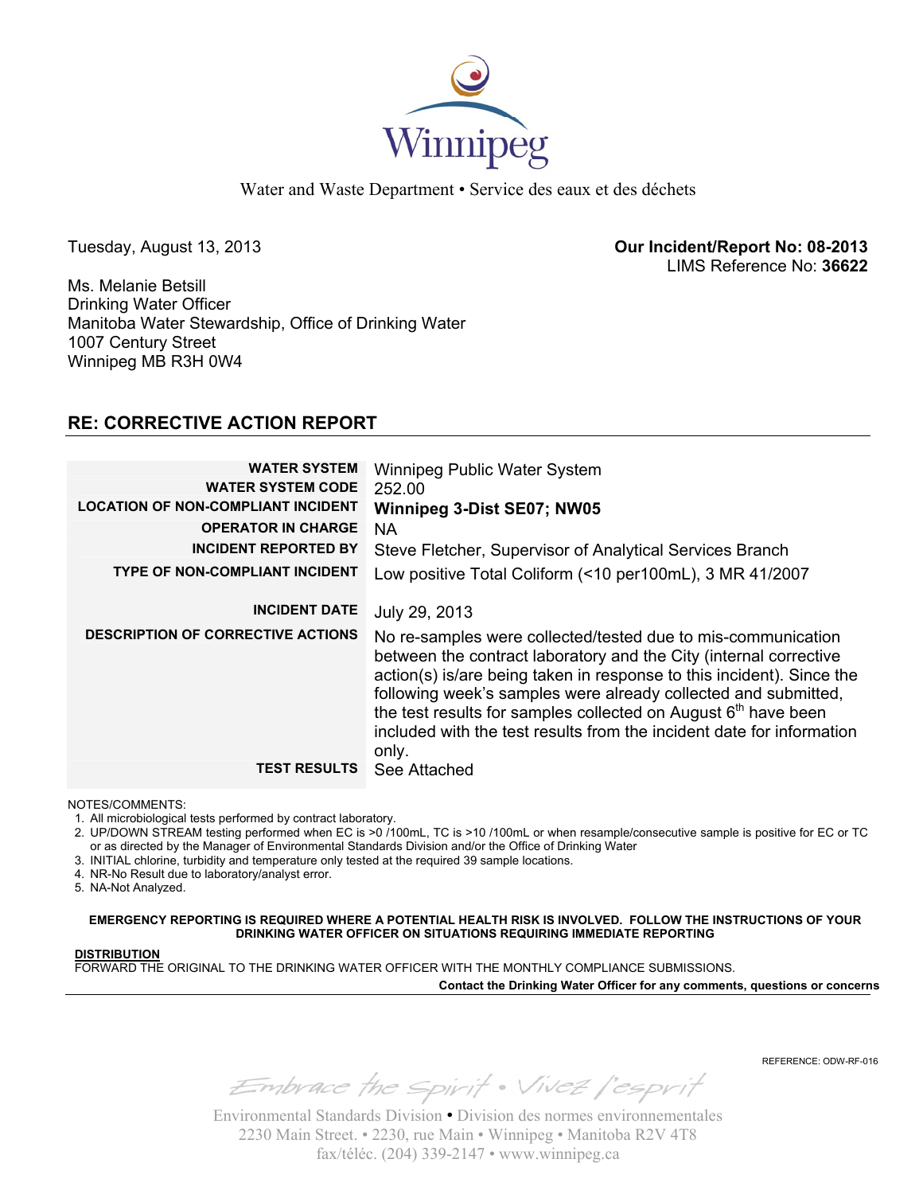Winnipeg

Water and Waste Department • Service des eaux et des déchets

Tuesday, August 13, 2013

**Our Incident/Report No: 08-2013**
LIMS Reference No: **36622**

Ms. Melanie Betsill
Drinking Water Officer
Manitoba Water Stewardship, Office of Drinking Water
1007 Century Street
Winnipeg MB R3H 0W4

## RE: CORRECTIVE ACTION REPORT

| | |
|---|---|
| **WATER SYSTEM** | Winnipeg Public Water System |
| **WATER SYSTEM CODE** | 252.00 |
| **LOCATION OF NON-COMPLIANT INCIDENT** | **Winnipeg 3-Dist SE07; NW05** |
| **OPERATOR IN CHARGE** | NA |
| **INCIDENT REPORTED BY** | Steve Fletcher, Supervisor of Analytical Services Branch |
| **TYPE OF NON-COMPLIANT INCIDENT** | Low positive Total Coliform (<10 per100mL), 3 MR 41/2007 |
| **INCIDENT DATE** | July 29, 2013 |
| **DESCRIPTION OF CORRECTIVE ACTIONS** | No re-samples were collected/tested due to mis-communication between the contract laboratory and the City (internal corrective action(s) is/are being taken in response to this incident). Since the following week's samples were already collected and submitted, the test results for samples collected on August 6th have been included with the test results from the incident date for information only. |
| **TEST RESULTS** | See Attached |

NOTES/COMMENTS:

1. All microbiological tests performed by contract laboratory.
2. UP/DOWN STREAM testing performed when EC is >0 /100mL, TC is >10 /100mL or when resample/consecutive sample is positive for EC or TC or as directed by the Manager of Environmental Standards Division and/or the Office of Drinking Water
3. INITIAL chlorine, turbidity and temperature only tested at the required 39 sample locations.
4. NR-No Result due to laboratory/analyst error.
5. NA-Not Analyzed.

**EMERGENCY REPORTING IS REQUIRED WHERE A POTENTIAL HEALTH RISK IS INVOLVED. FOLLOW THE INSTRUCTIONS OF YOUR DRINKING WATER OFFICER ON SITUATIONS REQUIRING IMMEDIATE REPORTING**

**DISTRIBUTION**
FORWARD THE ORIGINAL TO THE DRINKING WATER OFFICER WITH THE MONTHLY COMPLIANCE SUBMISSIONS.

**Contact the Drinking Water Officer for any comments, questions or concerns**

REFERENCE: ODW-RF-016

Embrace the Spirit • Vivez l'esprit

Environmental Standards Division • Division des normes environnementales
2230 Main Street. • 2230, rue Main • Winnipeg • Manitoba R2V 4T8
fax/téléc. (204) 339-2147 • www.winnipeg.ca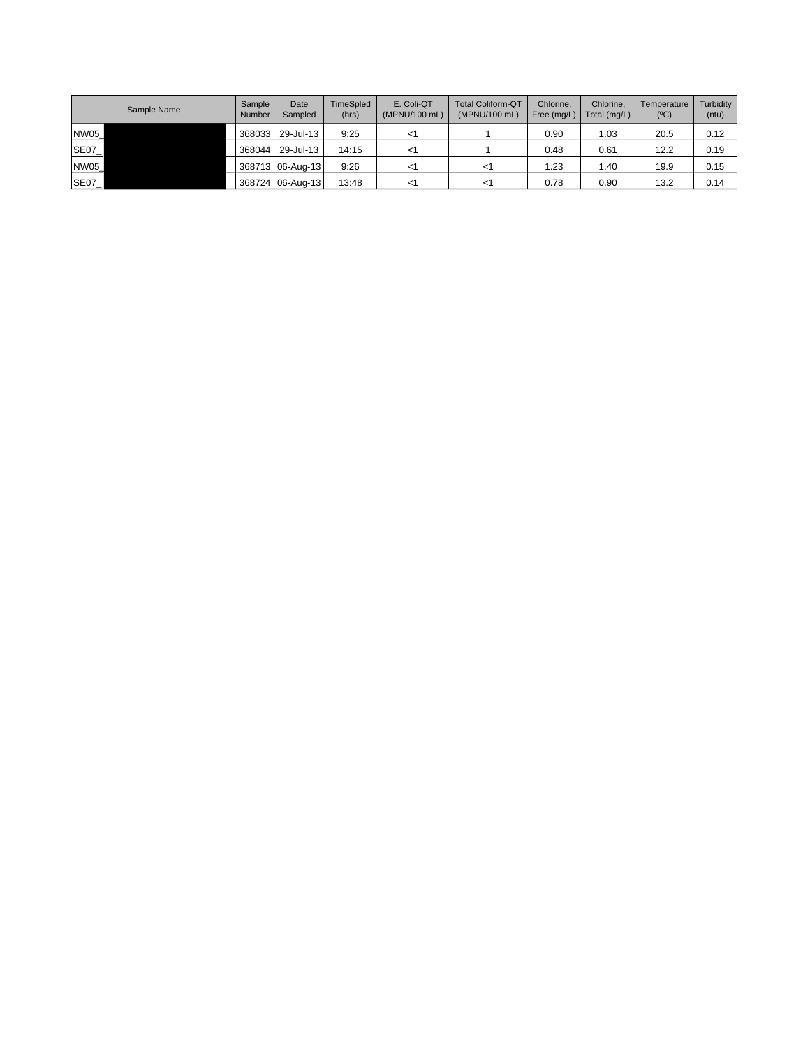| Sample Name | Sample Number | Date Sampled | TimeSpled (hrs) | E. Coli-QT (MPNU/100 mL) | Total Coliform-QT (MPNU/100 mL) | Chlorine, Free (mg/L) | Chlorine, Total (mg/L) | Temperature (ºC) | Turbidity (ntu) |
|---|---|---|---|---|---|---|---|---|---|
| NW05_ | 368033 | 29-Jul-13 | 9:25 | <1 | 1 | 0.90 | 1.03 | 20.5 | 0.12 |
| SE07_ | 368044 | 29-Jul-13 | 14:15 | <1 | 1 | 0.48 | 0.61 | 12.2 | 0.19 |
| NW05_ | 368713 | 06-Aug-13 | 9:26 | <1 | <1 | 1.23 | 1.40 | 19.9 | 0.15 |
| SE07_ | 368724 | 06-Aug-13 | 13:48 | <1 | <1 | 0.78 | 0.90 | 13.2 | 0.14 |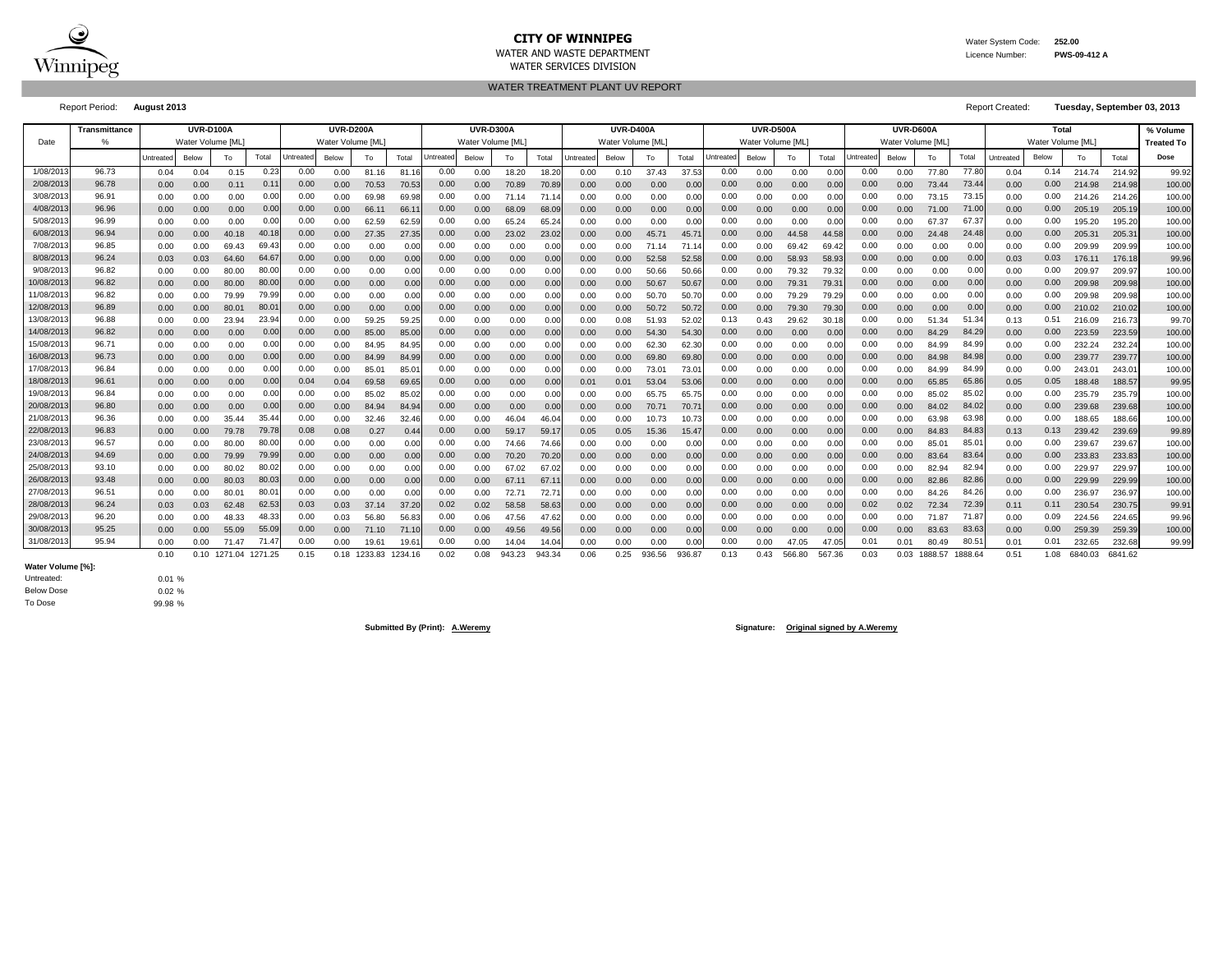**CITY OF WINNIPEG**
WATER AND WASTE DEPARTMENT
WATER SERVICES DIVISION

Water System Code: **252.00**
Licence Number: **PWS-09-412 A**

WATER TREATMENT PLANT UV REPORT

Report Period: **August 2013**

Report Created: **Tuesday, September 03, 2013**

| Date | Transmittance | UVR-D100A | | | | UVR-D200A | | | | UVR-D300A | | | | UVR-D400A | | | | UVR-D500A | | | | UVR-D600A | | | | Total | | | | % Volume |
|---|---|---|---|---|---|---|---|---|---|---|---|---|---|---|---|---|---|---|---|---|---|---|---|---|---|---|---|---|---|---|
| | % | Water Volume [ML] | | | | Water Volume [ML] | | | | Water Volume [ML] | | | | Water Volume [ML] | | | | Water Volume [ML] | | | | Water Volume [ML] | | | | Water Volume [ML] | | | | Treated To |
| | | Untreated | Below | To | Total | Untreated | Below | To | Total | Untreated | Below | To | Total | Untreated | Below | To | Total | Untreated | Below | To | Total | Untreated | Below | To | Total | Untreated | Below | To | Total | Dose |
| 1/08/2013 | 96.73 | 0.04 | 0.04 | 0.15 | 0.23 | 0.00 | 0.00 | 81.16 | 81.16 | 0.00 | 0.00 | 18.20 | 18.20 | 0.00 | 0.10 | 37.43 | 37.53 | 0.00 | 0.00 | 0.00 | 0.00 | 0.00 | 0.00 | 77.80 | 77.80 | 0.04 | 0.14 | 214.74 | 214.92 | 99.92 |
| 2/08/2013 | 96.78 | 0.00 | 0.00 | 0.11 | 0.11 | 0.00 | 0.00 | 70.53 | 70.53 | 0.00 | 0.00 | 70.89 | 70.89 | 0.00 | 0.00 | 0.00 | 0.00 | 0.00 | 0.00 | 0.00 | 0.00 | 0.00 | 0.00 | 73.44 | 73.44 | 0.00 | 0.00 | 214.98 | 214.98 | 100.00 |
| 3/08/2013 | 96.91 | 0.00 | 0.00 | 0.00 | 0.00 | 0.00 | 0.00 | 69.98 | 69.98 | 0.00 | 0.00 | 71.14 | 71.14 | 0.00 | 0.00 | 0.00 | 0.00 | 0.00 | 0.00 | 0.00 | 0.00 | 0.00 | 0.00 | 73.15 | 73.15 | 0.00 | 0.00 | 214.26 | 214.26 | 100.00 |
| 4/08/2013 | 96.96 | 0.00 | 0.00 | 0.00 | 0.00 | 0.00 | 0.00 | 66.11 | 66.11 | 0.00 | 0.00 | 68.09 | 68.09 | 0.00 | 0.00 | 0.00 | 0.00 | 0.00 | 0.00 | 0.00 | 0.00 | 0.00 | 0.00 | 71.00 | 71.00 | 0.00 | 0.00 | 205.19 | 205.19 | 100.00 |
| 5/08/2013 | 96.99 | 0.00 | 0.00 | 0.00 | 0.00 | 0.00 | 0.00 | 62.59 | 62.59 | 0.00 | 0.00 | 65.24 | 65.24 | 0.00 | 0.00 | 0.00 | 0.00 | 0.00 | 0.00 | 0.00 | 0.00 | 0.00 | 0.00 | 67.37 | 67.37 | 0.00 | 0.00 | 195.20 | 195.20 | 100.00 |
| 6/08/2013 | 96.94 | 0.00 | 0.00 | 40.18 | 40.18 | 0.00 | 0.00 | 27.35 | 27.35 | 0.00 | 0.00 | 23.02 | 23.02 | 0.00 | 0.00 | 45.71 | 45.71 | 0.00 | 0.00 | 44.58 | 44.58 | 0.00 | 0.00 | 24.48 | 24.48 | 0.00 | 0.00 | 205.31 | 205.31 | 100.00 |
| 7/08/2013 | 96.85 | 0.00 | 0.00 | 69.43 | 69.43 | 0.00 | 0.00 | 0.00 | 0.00 | 0.00 | 0.00 | 0.00 | 0.00 | 0.00 | 0.00 | 71.14 | 71.14 | 0.00 | 0.00 | 69.42 | 69.42 | 0.00 | 0.00 | 0.00 | 0.00 | 0.00 | 0.00 | 209.99 | 209.99 | 100.00 |
| 8/08/2013 | 96.24 | 0.03 | 0.03 | 64.60 | 64.67 | 0.00 | 0.00 | 0.00 | 0.00 | 0.00 | 0.00 | 0.00 | 0.00 | 0.00 | 0.00 | 52.58 | 52.58 | 0.00 | 0.00 | 58.93 | 58.93 | 0.00 | 0.00 | 0.00 | 0.00 | 0.03 | 0.03 | 176.11 | 176.18 | 99.96 |
| 9/08/2013 | 96.82 | 0.00 | 0.00 | 80.00 | 80.00 | 0.00 | 0.00 | 0.00 | 0.00 | 0.00 | 0.00 | 0.00 | 0.00 | 0.00 | 0.00 | 50.66 | 50.66 | 0.00 | 0.00 | 79.32 | 79.32 | 0.00 | 0.00 | 0.00 | 0.00 | 0.00 | 0.00 | 209.97 | 209.97 | 100.00 |
| 10/08/2013 | 96.82 | 0.00 | 0.00 | 80.00 | 80.00 | 0.00 | 0.00 | 0.00 | 0.00 | 0.00 | 0.00 | 0.00 | 0.00 | 0.00 | 0.00 | 50.67 | 50.67 | 0.00 | 0.00 | 79.31 | 79.31 | 0.00 | 0.00 | 0.00 | 0.00 | 0.00 | 0.00 | 209.98 | 209.98 | 100.00 |
| 11/08/2013 | 96.82 | 0.00 | 0.00 | 79.99 | 79.99 | 0.00 | 0.00 | 0.00 | 0.00 | 0.00 | 0.00 | 0.00 | 0.00 | 0.00 | 0.00 | 50.70 | 50.70 | 0.00 | 0.00 | 79.29 | 79.29 | 0.00 | 0.00 | 0.00 | 0.00 | 0.00 | 0.00 | 209.98 | 209.98 | 100.00 |
| 12/08/2013 | 96.89 | 0.00 | 0.00 | 80.01 | 80.01 | 0.00 | 0.00 | 0.00 | 0.00 | 0.00 | 0.00 | 0.00 | 0.00 | 0.00 | 0.00 | 50.72 | 50.72 | 0.00 | 0.00 | 79.30 | 79.30 | 0.00 | 0.00 | 0.00 | 0.00 | 0.00 | 0.00 | 210.02 | 210.02 | 100.00 |
| 13/08/2013 | 96.88 | 0.00 | 0.00 | 23.94 | 23.94 | 0.00 | 0.00 | 59.25 | 59.25 | 0.00 | 0.00 | 0.00 | 0.00 | 0.00 | 0.08 | 51.93 | 52.02 | 0.13 | 0.43 | 29.62 | 30.18 | 0.00 | 0.00 | 51.34 | 51.34 | 0.13 | 0.51 | 216.09 | 216.73 | 99.70 |
| 14/08/2013 | 96.82 | 0.00 | 0.00 | 0.00 | 0.00 | 0.00 | 0.00 | 85.00 | 85.00 | 0.00 | 0.00 | 0.00 | 0.00 | 0.00 | 0.00 | 54.30 | 54.30 | 0.00 | 0.00 | 0.00 | 0.00 | 0.00 | 0.00 | 84.29 | 84.29 | 0.00 | 0.00 | 223.59 | 223.59 | 100.00 |
| 15/08/2013 | 96.71 | 0.00 | 0.00 | 0.00 | 0.00 | 0.00 | 0.00 | 84.95 | 84.95 | 0.00 | 0.00 | 0.00 | 0.00 | 0.00 | 0.00 | 62.30 | 62.30 | 0.00 | 0.00 | 0.00 | 0.00 | 0.00 | 0.00 | 84.99 | 84.99 | 0.00 | 0.00 | 232.24 | 232.24 | 100.00 |
| 16/08/2013 | 96.73 | 0.00 | 0.00 | 0.00 | 0.00 | 0.00 | 0.00 | 84.99 | 84.99 | 0.00 | 0.00 | 0.00 | 0.00 | 0.00 | 0.00 | 69.80 | 69.80 | 0.00 | 0.00 | 0.00 | 0.00 | 0.00 | 0.00 | 84.98 | 84.98 | 0.00 | 0.00 | 239.77 | 239.77 | 100.00 |
| 17/08/2013 | 96.84 | 0.00 | 0.00 | 0.00 | 0.00 | 0.00 | 0.00 | 85.01 | 85.01 | 0.00 | 0.00 | 0.00 | 0.00 | 0.00 | 0.00 | 73.01 | 73.01 | 0.00 | 0.00 | 0.00 | 0.00 | 0.00 | 0.00 | 84.99 | 84.99 | 0.00 | 0.00 | 243.01 | 243.01 | 100.00 |
| 18/08/2013 | 96.61 | 0.00 | 0.00 | 0.00 | 0.00 | 0.04 | 0.04 | 69.58 | 69.65 | 0.00 | 0.00 | 0.00 | 0.00 | 0.01 | 0.01 | 53.04 | 53.06 | 0.00 | 0.00 | 0.00 | 0.00 | 0.00 | 0.00 | 65.85 | 65.86 | 0.05 | 0.05 | 188.48 | 188.57 | 99.95 |
| 19/08/2013 | 96.84 | 0.00 | 0.00 | 0.00 | 0.00 | 0.00 | 0.00 | 85.02 | 85.02 | 0.00 | 0.00 | 0.00 | 0.00 | 0.00 | 0.00 | 65.75 | 65.75 | 0.00 | 0.00 | 0.00 | 0.00 | 0.00 | 0.00 | 85.02 | 85.02 | 0.00 | 0.00 | 235.79 | 235.79 | 100.00 |
| 20/08/2013 | 96.80 | 0.00 | 0.00 | 0.00 | 0.00 | 0.00 | 0.00 | 84.94 | 84.94 | 0.00 | 0.00 | 0.00 | 0.00 | 0.00 | 0.00 | 70.71 | 70.71 | 0.00 | 0.00 | 0.00 | 0.00 | 0.00 | 0.00 | 84.02 | 84.02 | 0.00 | 0.00 | 239.68 | 239.68 | 100.00 |
| 21/08/2013 | 96.36 | 0.00 | 0.00 | 35.44 | 35.44 | 0.00 | 0.00 | 32.46 | 32.46 | 0.00 | 0.00 | 46.04 | 46.04 | 0.00 | 0.00 | 10.73 | 10.73 | 0.00 | 0.00 | 0.00 | 0.00 | 0.00 | 0.00 | 63.98 | 63.98 | 0.00 | 0.00 | 188.65 | 188.66 | 100.00 |
| 22/08/2013 | 96.83 | 0.00 | 0.00 | 79.78 | 79.78 | 0.08 | 0.08 | 0.27 | 0.44 | 0.00 | 0.00 | 59.17 | 59.17 | 0.05 | 0.05 | 15.36 | 15.47 | 0.00 | 0.00 | 0.00 | 0.00 | 0.00 | 0.00 | 84.83 | 84.83 | 0.13 | 0.13 | 239.42 | 239.69 | 99.89 |
| 23/08/2013 | 96.57 | 0.00 | 0.00 | 80.00 | 80.00 | 0.00 | 0.00 | 0.00 | 0.00 | 0.00 | 0.00 | 74.66 | 74.66 | 0.00 | 0.00 | 0.00 | 0.00 | 0.00 | 0.00 | 0.00 | 0.00 | 0.00 | 0.00 | 85.01 | 85.01 | 0.00 | 0.00 | 239.67 | 239.67 | 100.00 |
| 24/08/2013 | 94.69 | 0.00 | 0.00 | 79.99 | 79.99 | 0.00 | 0.00 | 0.00 | 0.00 | 0.00 | 0.00 | 70.20 | 70.20 | 0.00 | 0.00 | 0.00 | 0.00 | 0.00 | 0.00 | 0.00 | 0.00 | 0.00 | 0.00 | 83.64 | 83.64 | 0.00 | 0.00 | 233.83 | 233.83 | 100.00 |
| 25/08/2013 | 93.10 | 0.00 | 0.00 | 80.02 | 80.02 | 0.00 | 0.00 | 0.00 | 0.00 | 0.00 | 0.00 | 67.02 | 67.02 | 0.00 | 0.00 | 0.00 | 0.00 | 0.00 | 0.00 | 0.00 | 0.00 | 0.00 | 0.00 | 82.94 | 82.94 | 0.00 | 0.00 | 229.97 | 229.97 | 100.00 |
| 26/08/2013 | 93.48 | 0.00 | 0.00 | 80.03 | 80.03 | 0.00 | 0.00 | 0.00 | 0.00 | 0.00 | 0.00 | 67.11 | 67.11 | 0.00 | 0.00 | 0.00 | 0.00 | 0.00 | 0.00 | 0.00 | 0.00 | 0.00 | 0.00 | 82.86 | 82.86 | 0.00 | 0.00 | 229.99 | 229.99 | 100.00 |
| 27/08/2013 | 96.51 | 0.00 | 0.00 | 80.01 | 80.01 | 0.00 | 0.00 | 0.00 | 0.00 | 0.00 | 0.00 | 72.71 | 72.71 | 0.00 | 0.00 | 0.00 | 0.00 | 0.00 | 0.00 | 0.00 | 0.00 | 0.00 | 0.00 | 84.26 | 84.26 | 0.00 | 0.00 | 236.97 | 236.97 | 100.00 |
| 28/08/2013 | 96.24 | 0.03 | 0.03 | 62.48 | 62.53 | 0.03 | 0.03 | 37.14 | 37.20 | 0.02 | 0.02 | 58.58 | 58.63 | 0.00 | 0.00 | 0.00 | 0.00 | 0.00 | 0.00 | 0.00 | 0.00 | 0.02 | 0.02 | 72.34 | 72.39 | 0.11 | 0.11 | 230.54 | 230.75 | 99.91 |
| 29/08/2013 | 96.20 | 0.00 | 0.00 | 48.33 | 48.33 | 0.00 | 0.03 | 56.80 | 56.83 | 0.00 | 0.06 | 47.56 | 47.62 | 0.00 | 0.00 | 0.00 | 0.00 | 0.00 | 0.00 | 0.00 | 0.00 | 0.00 | 0.00 | 71.87 | 71.87 | 0.00 | 0.09 | 224.56 | 224.65 | 99.96 |
| 30/08/2013 | 95.25 | 0.00 | 0.00 | 55.09 | 55.09 | 0.00 | 0.00 | 71.10 | 71.10 | 0.00 | 0.00 | 49.56 | 49.56 | 0.00 | 0.00 | 0.00 | 0.00 | 0.00 | 0.00 | 0.00 | 0.00 | 0.00 | 0.00 | 83.63 | 83.63 | 0.00 | 0.00 | 259.39 | 259.39 | 100.00 |
| 31/08/2013 | 95.94 | 0.00 | 0.00 | 71.47 | 71.47 | 0.00 | 0.00 | 19.61 | 19.61 | 0.00 | 0.00 | 14.04 | 14.04 | 0.00 | 0.00 | 0.00 | 0.00 | 0.00 | 0.00 | 47.05 | 47.05 | 0.01 | 0.01 | 80.49 | 80.51 | 0.01 | 0.01 | 232.65 | 232.68 | 99.99 |
| | | 0.10 | 0.10 | 1271.04 | 1271.25 | 0.15 | 0.18 | 1233.83 | 1234.16 | 0.02 | 0.08 | 943.23 | 943.34 | 0.06 | 0.25 | 936.56 | 936.87 | 0.13 | 0.43 | 566.80 | 567.36 | 0.03 | 0.03 | 1888.57 | 1888.64 | 0.51 | 1.08 | 6840.03 | 6841.62 | |

**Water Volume [%]:**

| | |
|---|---|
| Untreated: | 0.01 % |
| Below Dose | 0.02 % |
| To Dose | 99.98 % |

**Submitted By (Print): A.Weremy**

**Signature: Original signed by A.Weremy**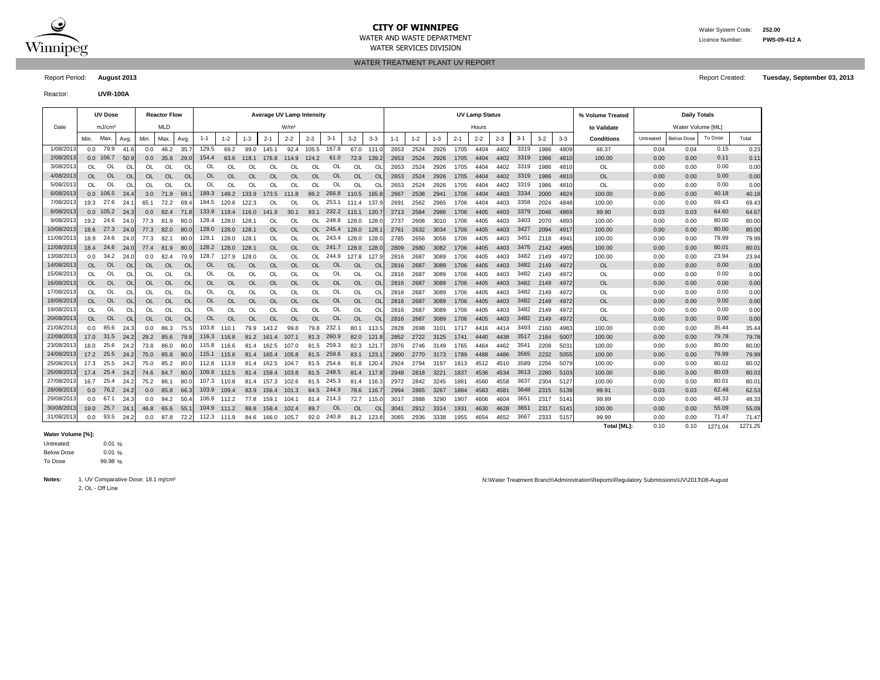**CITY OF WINNIPEG**
WATER AND WASTE DEPARTMENT
WATER SERVICES DIVISION

Water System Code: **252.00**
Licence Number: **PWS-09-412 A**

WATER TREATMENT PLANT UV REPORT

Report Period: **August 2013**

Report Created: **Tuesday, September 03, 2013**

Reactor: **UVR-100A**

| Date | UV Dose mJ/cm² | | | Reactor Flow MLD | | | Average UV Lamp Intensity W/m² | | | | | | | | | UV Lamp Status Hours | | | | | | | | | % Volume Treated to Validate Conditions | Daily Totals Water Volume [ML] | | | |
|---|---|---|---|---|---|---|---|---|---|---|---|---|---|---|---|---|---|---|---|---|---|---|---|---|---|---|---|---|---|
| | Min. | Max. | Avg. | Min. | Max. | Avg. | 1-1 | 1-2 | 1-3 | 2-1 | 2-2 | 2-3 | 3-1 | 3-2 | 3-3 | 1-1 | 1-2 | 1-3 | 2-1 | 2-2 | 2-3 | 3-1 | 3-2 | 3-3 | | Untreated | Below Dose | To Dose | Total |
| 1/08/2013 | 0.0 | 79.9 | 41.6 | 0.0 | 46.2 | 35.7 | 129.5 | 69.2 | 99.0 | 145.1 | 92.4 | 105.5 | 167.8 | 67.0 | 111.0 | 2653 | 2524 | 2926 | 1705 | 4404 | 4402 | 3319 | 1986 | 4809 | 66.37 | 0.04 | 0.04 | 0.15 | 0.23 |
| 2/08/2013 | 0.0 | 106.7 | 50.9 | 0.0 | 35.8 | 29.0 | 154.4 | 63.6 | 118.1 | 176.8 | 114.9 | 124.2 | 61.0 | 72.9 | 139.2 | 2653 | 2524 | 2926 | 1705 | 4404 | 4402 | 3319 | 1986 | 4810 | 100.00 | 0.00 | 0.00 | 0.11 | 0.11 |
| 3/08/2013 | OL | OL | OL | OL | OL | OL | OL | OL | OL | OL | OL | OL | OL | OL | OL | 2653 | 2524 | 2926 | 1705 | 4404 | 4402 | 3319 | 1986 | 4810 | OL | 0.00 | 0.00 | 0.00 | 0.00 |
| 4/08/2013 | OL | OL | OL | OL | OL | OL | OL | OL | OL | OL | OL | OL | OL | OL | OL | 2653 | 2524 | 2926 | 1705 | 4404 | 4402 | 3319 | 1986 | 4810 | OL | 0.00 | 0.00 | 0.00 | 0.00 |
| 5/08/2013 | OL | OL | OL | OL | OL | OL | OL | OL | OL | OL | OL | OL | OL | OL | OL | 2653 | 2524 | 2926 | 1705 | 4404 | 4402 | 3319 | 1986 | 4810 | OL | 0.00 | 0.00 | 0.00 | 0.00 |
| 6/08/2013 | 0.0 | 106.5 | 24.4 | 3.0 | 71.9 | 69.1 | 189.3 | 149.2 | 133.9 | 173.5 | 111.8 | 86.2 | 266.8 | 110.5 | 165.8 | 2667 | 2538 | 2941 | 1706 | 4404 | 4403 | 3334 | 2000 | 4824 | 100.00 | 0.00 | 0.00 | 40.18 | 40.18 |
| 7/08/2013 | 19.3 | 27.6 | 24.1 | 65.1 | 72.2 | 69.4 | 184.5 | 120.6 | 122.3 | OL | OL | OL | 253.1 | 111.4 | 137.9 | 2691 | 2562 | 2965 | 1706 | 4404 | 4403 | 3358 | 2024 | 4848 | 100.00 | 0.00 | 0.00 | 69.43 | 69.43 |
| 8/08/2013 | 0.0 | 105.2 | 24.3 | 0.0 | 82.4 | 71.8 | 133.9 | 119.4 | 116.0 | 141.9 | 30.1 | 93.1 | 232.2 | 115.1 | 120.7 | 2713 | 2584 | 2986 | 1706 | 4405 | 4403 | 3379 | 2046 | 4869 | 99.90 | 0.03 | 0.03 | 64.60 | 64.67 |
| 9/08/2013 | 19.2 | 24.6 | 24.0 | 77.3 | 81.9 | 80.0 | 128.4 | 128.0 | 128.1 | OL | OL | OL | 248.8 | 128.0 | 128.0 | 2737 | 2608 | 3010 | 1706 | 4405 | 4403 | 3403 | 2070 | 4893 | 100.00 | 0.00 | 0.00 | 80.00 | 80.00 |
| 10/08/2013 | 18.6 | 27.3 | 24.0 | 77.3 | 82.0 | 80.0 | 128.0 | 128.0 | 128.1 | OL | OL | OL | 245.4 | 128.0 | 128.1 | 2761 | 2632 | 3034 | 1706 | 4405 | 4403 | 3427 | 2094 | 4917 | 100.00 | 0.00 | 0.00 | 80.00 | 80.00 |
| 11/08/2013 | 18.9 | 24.6 | 24.0 | 77.3 | 82.1 | 80.0 | 128.1 | 128.0 | 128.1 | OL | OL | OL | 243.4 | 128.0 | 128.0 | 2785 | 2656 | 3058 | 1706 | 4405 | 4403 | 3451 | 2118 | 4941 | 100.00 | 0.00 | 0.00 | 79.99 | 79.99 |
| 12/08/2013 | 18.4 | 24.6 | 24.0 | 77.4 | 81.9 | 80.0 | 128.2 | 128.0 | 128.1 | OL | OL | OL | 241.7 | 128.0 | 128.0 | 2809 | 2680 | 3082 | 1706 | 4405 | 4403 | 3475 | 2142 | 4965 | 100.00 | 0.00 | 0.00 | 80.01 | 80.01 |
| 13/08/2013 | 0.0 | 34.2 | 24.0 | 0.0 | 82.4 | 79.9 | 128.7 | 127.9 | 128.0 | OL | OL | OL | 244.9 | 127.8 | 127.9 | 2816 | 2687 | 3089 | 1706 | 4405 | 4403 | 3482 | 2149 | 4972 | 100.00 | 0.00 | 0.00 | 23.94 | 23.94 |
| 14/08/2013 | OL | OL | OL | OL | OL | OL | OL | OL | OL | OL | OL | OL | OL | OL | OL | 2816 | 2687 | 3089 | 1706 | 4405 | 4403 | 3482 | 2149 | 4972 | OL | 0.00 | 0.00 | 0.00 | 0.00 |
| 15/08/2013 | OL | OL | OL | OL | OL | OL | OL | OL | OL | OL | OL | OL | OL | OL | OL | 2816 | 2687 | 3089 | 1706 | 4405 | 4403 | 3482 | 2149 | 4972 | OL | 0.00 | 0.00 | 0.00 | 0.00 |
| 16/08/2013 | OL | OL | OL | OL | OL | OL | OL | OL | OL | OL | OL | OL | OL | OL | OL | 2816 | 2687 | 3089 | 1706 | 4405 | 4403 | 3482 | 2149 | 4972 | OL | 0.00 | 0.00 | 0.00 | 0.00 |
| 17/08/2013 | OL | OL | OL | OL | OL | OL | OL | OL | OL | OL | OL | OL | OL | OL | OL | 2816 | 2687 | 3089 | 1706 | 4405 | 4403 | 3482 | 2149 | 4972 | OL | 0.00 | 0.00 | 0.00 | 0.00 |
| 18/08/2013 | OL | OL | OL | OL | OL | OL | OL | OL | OL | OL | OL | OL | OL | OL | OL | 2816 | 2687 | 3089 | 1706 | 4405 | 4403 | 3482 | 2149 | 4972 | OL | 0.00 | 0.00 | 0.00 | 0.00 |
| 19/08/2013 | OL | OL | OL | OL | OL | OL | OL | OL | OL | OL | OL | OL | OL | OL | OL | 2816 | 2687 | 3089 | 1706 | 4405 | 4403 | 3482 | 2149 | 4972 | OL | 0.00 | 0.00 | 0.00 | 0.00 |
| 20/08/2013 | OL | OL | OL | OL | OL | OL | OL | OL | OL | OL | OL | OL | OL | OL | OL | 2816 | 2687 | 3089 | 1706 | 4405 | 4403 | 3482 | 2149 | 4972 | OL | 0.00 | 0.00 | 0.00 | 0.00 |
| 21/08/2013 | 0.0 | 85.6 | 24.3 | 0.0 | 86.3 | 75.5 | 103.8 | 110.1 | 79.9 | 143.2 | 99.8 | 79.8 | 232.1 | 80.1 | 113.5 | 2828 | 2698 | 3101 | 1717 | 4416 | 4414 | 3493 | 2160 | 4983 | 100.00 | 0.00 | 0.00 | 35.44 | 35.44 |
| 22/08/2013 | 17.0 | 31.5 | 24.2 | 29.2 | 85.6 | 79.8 | 116.3 | 116.8 | 81.2 | 161.4 | 107.1 | 81.3 | 260.9 | 82.0 | 121.8 | 2852 | 2722 | 3125 | 1741 | 4440 | 4438 | 3517 | 2184 | 5007 | 100.00 | 0.00 | 0.00 | 79.78 | 79.78 |
| 23/08/2013 | 18.0 | 25.6 | 24.2 | 73.8 | 86.0 | 80.0 | 115.8 | 116.6 | 81.4 | 162.5 | 107.0 | 81.5 | 259.3 | 82.3 | 121.7 | 2876 | 2746 | 3149 | 1765 | 4464 | 4462 | 3541 | 2208 | 5031 | 100.00 | 0.00 | 0.00 | 80.00 | 80.00 |
| 24/08/2013 | 17.2 | 25.5 | 24.2 | 75.0 | 85.8 | 80.0 | 115.1 | 115.6 | 81.4 | 165.4 | 105.8 | 81.5 | 259.6 | 83.1 | 123.1 | 2900 | 2770 | 3173 | 1789 | 4488 | 4486 | 3565 | 2232 | 5055 | 100.00 | 0.00 | 0.00 | 79.99 | 79.99 |
| 25/08/2013 | 17.3 | 25.5 | 24.2 | 75.0 | 85.2 | 80.0 | 112.8 | 113.9 | 81.4 | 162.5 | 104.7 | 81.5 | 254.6 | 81.8 | 120.4 | 2924 | 2794 | 3197 | 1813 | 4512 | 4510 | 3589 | 2256 | 5079 | 100.00 | 0.00 | 0.00 | 80.02 | 80.02 |
| 26/08/2013 | 17.4 | 25.4 | 24.2 | 74.6 | 84.7 | 80.0 | 109.8 | 112.5 | 81.4 | 159.4 | 103.8 | 81.5 | 248.5 | 81.4 | 117.8 | 2948 | 2818 | 3221 | 1837 | 4536 | 4534 | 3613 | 2280 | 5103 | 100.00 | 0.00 | 0.00 | 80.03 | 80.03 |
| 27/08/2013 | 16.7 | 25.4 | 24.2 | 75.2 | 86.1 | 80.0 | 107.3 | 110.8 | 81.4 | 157.3 | 102.6 | 81.5 | 245.3 | 81.4 | 116.3 | 2972 | 2842 | 3245 | 1861 | 4560 | 4558 | 3637 | 2304 | 5127 | 100.00 | 0.00 | 0.00 | 80.01 | 80.01 |
| 28/08/2013 | 0.0 | 76.2 | 24.2 | 0.0 | 85.8 | 66.3 | 103.9 | 109.4 | 83.9 | 156.4 | 101.3 | 84.5 | 244.9 | 78.6 | 116.7 | 2994 | 2865 | 3267 | 1884 | 4583 | 4581 | 3648 | 2315 | 5138 | 99.91 | 0.03 | 0.03 | 62.48 | 62.53 |
| 29/08/2013 | 0.0 | 67.1 | 24.3 | 0.0 | 94.2 | 50.4 | 106.8 | 112.2 | 77.8 | 159.1 | 104.1 | 81.4 | 214.3 | 72.7 | 115.0 | 3017 | 2888 | 3290 | 1907 | 4606 | 4604 | 3651 | 2317 | 5141 | 99.99 | 0.00 | 0.00 | 48.33 | 48.33 |
| 30/08/2013 | 19.0 | 25.7 | 24.1 | 46.8 | 65.6 | 55.1 | 104.9 | 111.2 | 88.8 | 158.4 | 102.4 | 89.7 | OL | OL | OL | 3041 | 2912 | 3314 | 1931 | 4630 | 4628 | 3651 | 2317 | 5141 | 100.00 | 0.00 | 0.00 | 55.09 | 55.09 |
| 31/08/2013 | 0.0 | 93.5 | 24.2 | 0.0 | 87.8 | 72.2 | 112.3 | 111.9 | 84.6 | 166.0 | 105.7 | 92.0 | 240.8 | 81.2 | 123.8 | 3065 | 2936 | 3338 | 1955 | 4654 | 4652 | 3667 | 2333 | 5157 | 99.99 | 0.00 | 0.00 | 71.47 | 71.47 |
| | | | | | | | | | | | | | | | | | | | | | | | | | **Total [ML]:** | 0.10 | 0.10 | 1271.04 | 1271.25 |

**Water Volume [%]:**

Untreated: 0.01 %
Below Dose: 0.01 %
To Dose: 99.98 %

**Notes:**
1. UV Comparative Dose: 18.1 mj/cm²
2. OL - Off Line

N:\Water Treatment Branch\Administration\Reports\Regulatory Submissions\UV\2013\08-August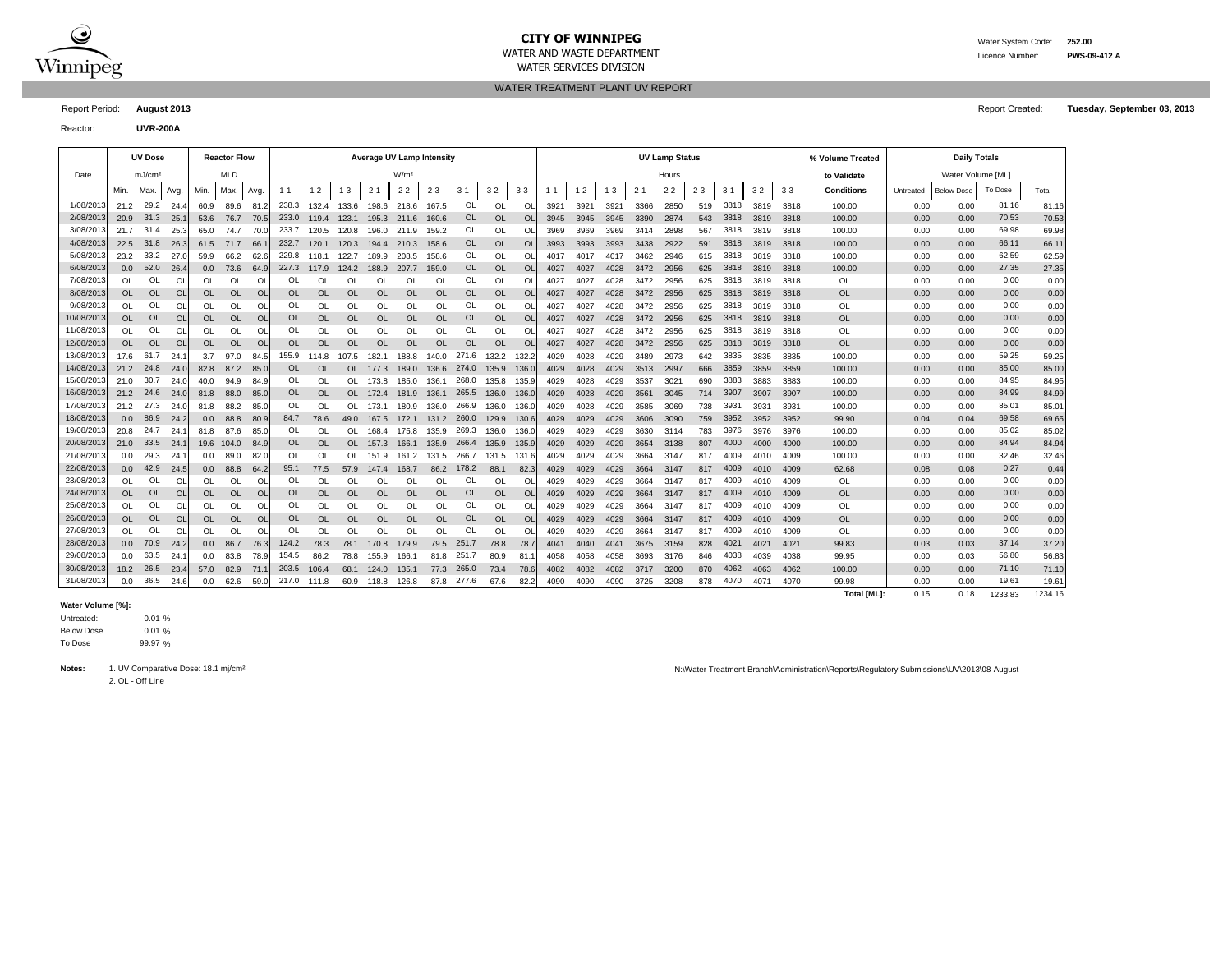# CITY OF WINNIPEG

WATER AND WASTE DEPARTMENT
WATER SERVICES DIVISION

Water System Code: **252.00**
Licence Number: **PWS-09-412 A**

## WATER TREATMENT PLANT UV REPORT

Report Period: **August 2013**

Report Created: **Tuesday, September 03, 2013**

Reactor: **UVR-200A**

| Date | UV Dose | | | Reactor Flow | | | Average UV Lamp Intensity | | | | | | | | | UV Lamp Status | | | | | | | | | % Volume Treated | Daily Totals | | | |
|---|---|---|---|---|---|---|---|---|---|---|---|---|---|---|---|---|---|---|---|---|---|---|---|---|---|---|---|---|---|
| | mJ/cm² | | | MLD | | | W/m² | | | | | | | | | Hours | | | | | | | | | to Validate | Water Volume [ML] | | | |
| | Min. | Max. | Avg. | Min. | Max. | Avg. | 1-1 | 1-2 | 1-3 | 2-1 | 2-2 | 2-3 | 3-1 | 3-2 | 3-3 | 1-1 | 1-2 | 1-3 | 2-1 | 2-2 | 2-3 | 3-1 | 3-2 | 3-3 | Conditions | Untreated | Below Dose | To Dose | Total |
| 1/08/2013 | 21.2 | 29.2 | 24.4 | 60.9 | 89.6 | 81.2 | 238.3 | 132.4 | 133.6 | 198.6 | 218.6 | 167.5 | OL | OL | OL | 3921 | 3921 | 3921 | 3366 | 2850 | 519 | 3818 | 3819 | 3818 | 100.00 | 0.00 | 0.00 | 81.16 | 81.16 |
| 2/08/2013 | 20.9 | 31.3 | 25.1 | 53.6 | 76.7 | 70.5 | 233.0 | 119.4 | 123.1 | 195.3 | 211.6 | 160.6 | OL | OL | OL | 3945 | 3945 | 3945 | 3390 | 2874 | 543 | 3818 | 3819 | 3818 | 100.00 | 0.00 | 0.00 | 70.53 | 70.53 |
| 3/08/2013 | 21.7 | 31.4 | 25.3 | 65.0 | 74.7 | 70.0 | 233.7 | 120.5 | 120.8 | 196.0 | 211.9 | 159.2 | OL | OL | OL | 3969 | 3969 | 3969 | 3414 | 2898 | 567 | 3818 | 3819 | 3818 | 100.00 | 0.00 | 0.00 | 69.98 | 69.98 |
| 4/08/2013 | 22.5 | 31.8 | 26.3 | 61.5 | 71.7 | 66.1 | 232.7 | 120.1 | 120.3 | 194.4 | 210.3 | 158.6 | OL | OL | OL | 3993 | 3993 | 3993 | 3438 | 2922 | 591 | 3818 | 3819 | 3818 | 100.00 | 0.00 | 0.00 | 66.11 | 66.11 |
| 5/08/2013 | 23.2 | 33.2 | 27.0 | 59.9 | 66.2 | 62.6 | 229.8 | 118.1 | 122.7 | 189.9 | 208.5 | 158.6 | OL | OL | OL | 4017 | 4017 | 4017 | 3462 | 2946 | 615 | 3818 | 3819 | 3818 | 100.00 | 0.00 | 0.00 | 62.59 | 62.59 |
| 6/08/2013 | 0.0 | 52.0 | 26.4 | 0.0 | 73.6 | 64.9 | 227.3 | 117.9 | 124.2 | 188.9 | 207.7 | 159.0 | OL | OL | OL | 4027 | 4027 | 4028 | 3472 | 2956 | 625 | 3818 | 3819 | 3818 | 100.00 | 0.00 | 0.00 | 27.35 | 27.35 |
| 7/08/2013 | OL | OL | OL | OL | OL | OL | OL | OL | OL | OL | OL | OL | OL | OL | OL | 4027 | 4027 | 4028 | 3472 | 2956 | 625 | 3818 | 3819 | 3818 | OL | 0.00 | 0.00 | 0.00 | 0.00 |
| 8/08/2013 | OL | OL | OL | OL | OL | OL | OL | OL | OL | OL | OL | OL | OL | OL | OL | 4027 | 4027 | 4028 | 3472 | 2956 | 625 | 3818 | 3819 | 3818 | OL | 0.00 | 0.00 | 0.00 | 0.00 |
| 9/08/2013 | OL | OL | OL | OL | OL | OL | OL | OL | OL | OL | OL | OL | OL | OL | OL | 4027 | 4027 | 4028 | 3472 | 2956 | 625 | 3818 | 3819 | 3818 | OL | 0.00 | 0.00 | 0.00 | 0.00 |
| 10/08/2013 | OL | OL | OL | OL | OL | OL | OL | OL | OL | OL | OL | OL | OL | OL | OL | 4027 | 4027 | 4028 | 3472 | 2956 | 625 | 3818 | 3819 | 3818 | OL | 0.00 | 0.00 | 0.00 | 0.00 |
| 11/08/2013 | OL | OL | OL | OL | OL | OL | OL | OL | OL | OL | OL | OL | OL | OL | OL | 4027 | 4027 | 4028 | 3472 | 2956 | 625 | 3818 | 3819 | 3818 | OL | 0.00 | 0.00 | 0.00 | 0.00 |
| 12/08/2013 | OL | OL | OL | OL | OL | OL | OL | OL | OL | OL | OL | OL | OL | OL | OL | 4027 | 4027 | 4028 | 3472 | 2956 | 625 | 3818 | 3819 | 3818 | OL | 0.00 | 0.00 | 0.00 | 0.00 |
| 13/08/2013 | 17.6 | 61.7 | 24.1 | 3.7 | 97.0 | 84.5 | 155.9 | 114.8 | 107.5 | 182.1 | 188.8 | 140.0 | 271.6 | 132.2 | 132.2 | 4029 | 4028 | 4029 | 3489 | 2973 | 642 | 3835 | 3835 | 3835 | 100.00 | 0.00 | 0.00 | 59.25 | 59.25 |
| 14/08/2013 | 21.2 | 24.8 | 24.0 | 82.8 | 87.2 | 85.0 | OL | OL | OL | 177.3 | 189.0 | 136.6 | 274.0 | 135.9 | 136.0 | 4029 | 4028 | 4029 | 3513 | 2997 | 666 | 3859 | 3859 | 3859 | 100.00 | 0.00 | 0.00 | 85.00 | 85.00 |
| 15/08/2013 | 21.0 | 30.7 | 24.0 | 40.0 | 94.9 | 84.9 | OL | OL | OL | 173.8 | 185.0 | 136.1 | 268.0 | 135.8 | 135.9 | 4029 | 4028 | 4029 | 3537 | 3021 | 690 | 3883 | 3883 | 3883 | 100.00 | 0.00 | 0.00 | 84.95 | 84.95 |
| 16/08/2013 | 21.2 | 24.6 | 24.0 | 81.8 | 88.0 | 85.0 | OL | OL | OL | 172.4 | 181.9 | 136.1 | 265.5 | 136.0 | 136.0 | 4029 | 4028 | 4029 | 3561 | 3045 | 714 | 3907 | 3907 | 3907 | 100.00 | 0.00 | 0.00 | 84.99 | 84.99 |
| 17/08/2013 | 21.2 | 27.3 | 24.0 | 81.8 | 88.2 | 85.0 | OL | OL | OL | 173.1 | 180.9 | 136.0 | 266.9 | 136.0 | 136.0 | 4029 | 4028 | 4029 | 3585 | 3069 | 738 | 3931 | 3931 | 3931 | 100.00 | 0.00 | 0.00 | 85.01 | 85.01 |
| 18/08/2013 | 0.0 | 86.9 | 24.2 | 0.0 | 88.8 | 80.9 | 84.7 | 78.6 | 49.0 | 167.5 | 172.1 | 131.2 | 260.0 | 129.9 | 130.6 | 4029 | 4029 | 4029 | 3606 | 3090 | 759 | 3952 | 3952 | 3952 | 99.90 | 0.04 | 0.04 | 69.58 | 69.65 |
| 19/08/2013 | 20.8 | 24.7 | 24.1 | 81.8 | 87.6 | 85.0 | OL | OL | OL | 168.4 | 175.8 | 135.9 | 269.3 | 136.0 | 136.0 | 4029 | 4029 | 4029 | 3630 | 3114 | 783 | 3976 | 3976 | 3976 | 100.00 | 0.00 | 0.00 | 85.02 | 85.02 |
| 20/08/2013 | 21.0 | 33.5 | 24.1 | 19.6 | 104.0 | 84.9 | OL | OL | OL | 157.3 | 166.1 | 135.9 | 266.4 | 135.9 | 135.9 | 4029 | 4029 | 4029 | 3654 | 3138 | 807 | 4000 | 4000 | 4000 | 100.00 | 0.00 | 0.00 | 84.94 | 84.94 |
| 21/08/2013 | 0.0 | 29.3 | 24.1 | 0.0 | 89.0 | 82.0 | OL | OL | OL | 151.9 | 161.2 | 131.5 | 266.7 | 131.5 | 131.6 | 4029 | 4029 | 4029 | 3664 | 3147 | 817 | 4009 | 4010 | 4009 | 100.00 | 0.00 | 0.00 | 32.46 | 32.46 |
| 22/08/2013 | 0.0 | 42.9 | 24.5 | 0.0 | 88.8 | 64.2 | 95.1 | 77.5 | 57.9 | 147.4 | 168.7 | 86.2 | 178.2 | 88.1 | 82.3 | 4029 | 4029 | 4029 | 3664 | 3147 | 817 | 4009 | 4010 | 4009 | 62.68 | 0.08 | 0.08 | 0.27 | 0.44 |
| 23/08/2013 | OL | OL | OL | OL | OL | OL | OL | OL | OL | OL | OL | OL | OL | OL | OL | 4029 | 4029 | 4029 | 3664 | 3147 | 817 | 4009 | 4010 | 4009 | OL | 0.00 | 0.00 | 0.00 | 0.00 |
| 24/08/2013 | OL | OL | OL | OL | OL | OL | OL | OL | OL | OL | OL | OL | OL | OL | OL | 4029 | 4029 | 4029 | 3664 | 3147 | 817 | 4009 | 4010 | 4009 | OL | 0.00 | 0.00 | 0.00 | 0.00 |
| 25/08/2013 | OL | OL | OL | OL | OL | OL | OL | OL | OL | OL | OL | OL | OL | OL | OL | 4029 | 4029 | 4029 | 3664 | 3147 | 817 | 4009 | 4010 | 4009 | OL | 0.00 | 0.00 | 0.00 | 0.00 |
| 26/08/2013 | OL | OL | OL | OL | OL | OL | OL | OL | OL | OL | OL | OL | OL | OL | OL | 4029 | 4029 | 4029 | 3664 | 3147 | 817 | 4009 | 4010 | 4009 | OL | 0.00 | 0.00 | 0.00 | 0.00 |
| 27/08/2013 | OL | OL | OL | OL | OL | OL | OL | OL | OL | OL | OL | OL | OL | OL | OL | 4029 | 4029 | 4029 | 3664 | 3147 | 817 | 4009 | 4010 | 4009 | OL | 0.00 | 0.00 | 0.00 | 0.00 |
| 28/08/2013 | 0.0 | 70.9 | 24.2 | 0.0 | 86.7 | 76.3 | 124.2 | 78.3 | 78.1 | 170.8 | 179.9 | 79.5 | 251.7 | 78.8 | 78.7 | 4041 | 4040 | 4041 | 3675 | 3159 | 828 | 4021 | 4021 | 4021 | 99.83 | 0.03 | 0.03 | 37.14 | 37.20 |
| 29/08/2013 | 0.0 | 63.5 | 24.1 | 0.0 | 83.8 | 78.9 | 154.5 | 86.2 | 78.8 | 155.9 | 166.1 | 81.8 | 251.7 | 80.9 | 81.1 | 4058 | 4058 | 4058 | 3693 | 3176 | 846 | 4038 | 4039 | 4038 | 99.95 | 0.00 | 0.03 | 56.80 | 56.83 |
| 30/08/2013 | 18.2 | 26.5 | 23.4 | 57.0 | 82.9 | 71.1 | 203.5 | 106.4 | 68.1 | 124.0 | 135.1 | 77.3 | 265.0 | 73.4 | 78.6 | 4082 | 4082 | 4082 | 3717 | 3200 | 870 | 4062 | 4063 | 4062 | 100.00 | 0.00 | 0.00 | 71.10 | 71.10 |
| 31/08/2013 | 0.0 | 36.5 | 24.6 | 0.0 | 62.6 | 59.0 | 217.0 | 111.8 | 60.9 | 118.8 | 126.8 | 87.8 | 277.6 | 67.6 | 82.2 | 4090 | 4090 | 4090 | 3725 | 3208 | 878 | 4070 | 4071 | 4070 | 99.98 | 0.00 | 0.00 | 19.61 | 19.61 |
| | | | | | | | | | | | | | | | | | | | | | | | | | **Total [ML]:** | 0.15 | 0.18 | 1233.83 | 1234.16 |

**Water Volume [%]:**

| | |
|---|---|
| Untreated: | 0.01 % |
| Below Dose | 0.01 % |
| To Dose | 99.97 % |

**Notes:**
1. UV Comparative Dose: 18.1 mj/cm²
2. OL - Off Line

N:\Water Treatment Branch\Administration\Reports\Regulatory Submissions\UV\2013\08-August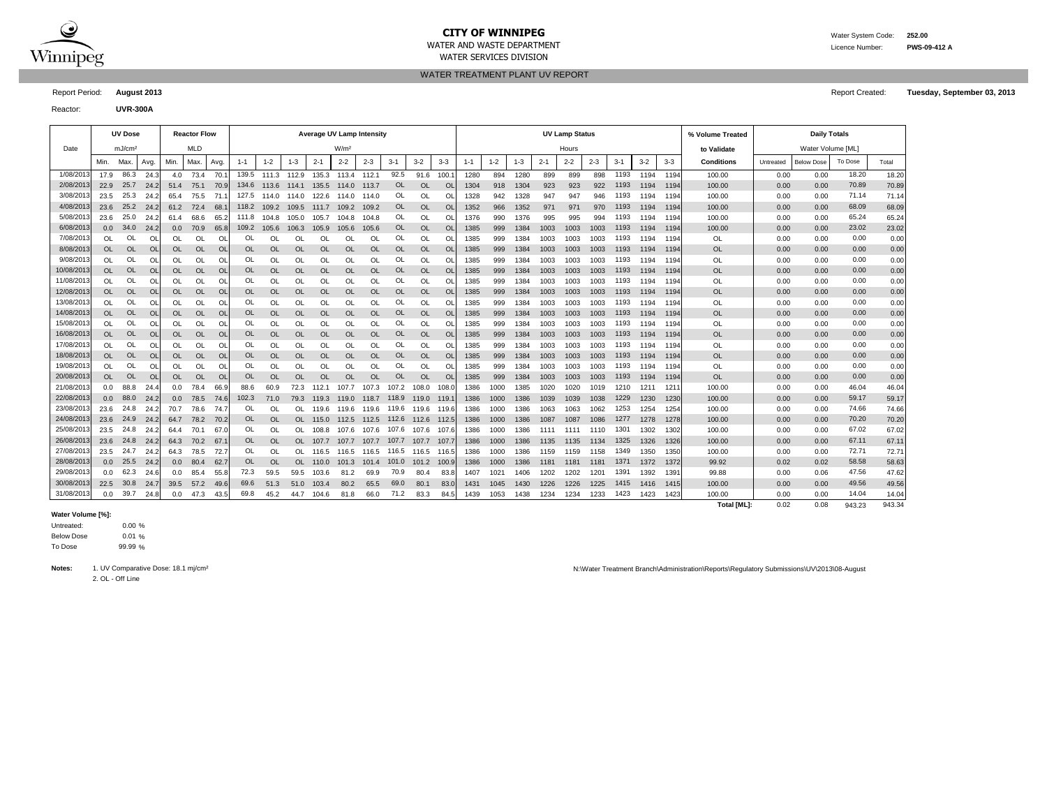# CITY OF WINNIPEG

WATER AND WASTE DEPARTMENT
WATER SERVICES DIVISION

Water System Code: **252.00**
Licence Number: **PWS-09-412 A**

## WATER TREATMENT PLANT UV REPORT

Report Period: **August 2013**
Report Created: **Tuesday, September 03, 2013**

Reactor: **UVR-300A**

| Date | UV Dose | | | Reactor Flow | | | Average UV Lamp Intensity | | | | | | | | | UV Lamp Status | | | | | | | | | % Volume Treated | Daily Totals | | | |
|---|---|---|---|---|---|---|---|---|---|---|---|---|---|---|---|---|---|---|---|---|---|---|---|---|---|---|---|---|---|
| | mJ/cm² | | | MLD | | | W/m² | | | | | | | | | Hours | | | | | | | | | to Validate | Water Volume [ML] | | | |
| | Min. | Max. | Avg. | Min. | Max. | Avg. | 1-1 | 1-2 | 1-3 | 2-1 | 2-2 | 2-3 | 3-1 | 3-2 | 3-3 | 1-1 | 1-2 | 1-3 | 2-1 | 2-2 | 2-3 | 3-1 | 3-2 | 3-3 | Conditions | Untreated | Below Dose | To Dose | Total |
| 1/08/2013 | 17.9 | 86.3 | 24.3 | 4.0 | 73.4 | 70.1 | 139.5 | 111.3 | 112.9 | 135.3 | 113.4 | 112.1 | 92.5 | 91.6 | 100.1 | 1280 | 894 | 1280 | 899 | 899 | 898 | 1193 | 1194 | 1194 | 100.00 | 0.00 | 0.00 | 18.20 | 18.20 |
| 2/08/2013 | 22.9 | 25.7 | 24.2 | 51.4 | 75.1 | 70.9 | 134.6 | 113.6 | 114.1 | 135.5 | 114.0 | 113.7 | OL | OL | OL | 1304 | 918 | 1304 | 923 | 923 | 922 | 1193 | 1194 | 1194 | 100.00 | 0.00 | 0.00 | 70.89 | 70.89 |
| 3/08/2013 | 23.5 | 25.3 | 24.2 | 65.4 | 75.5 | 71.1 | 127.5 | 114.0 | 114.0 | 122.6 | 114.0 | 114.0 | OL | OL | OL | 1328 | 942 | 1328 | 947 | 947 | 946 | 1193 | 1194 | 1194 | 100.00 | 0.00 | 0.00 | 71.14 | 71.14 |
| 4/08/2013 | 23.6 | 25.2 | 24.2 | 61.2 | 72.4 | 68.1 | 118.2 | 109.2 | 109.5 | 111.7 | 109.2 | 109.2 | OL | OL | OL | 1352 | 966 | 1352 | 971 | 971 | 970 | 1193 | 1194 | 1194 | 100.00 | 0.00 | 0.00 | 68.09 | 68.09 |
| 5/08/2013 | 23.6 | 25.0 | 24.2 | 61.4 | 68.6 | 65.2 | 111.8 | 104.8 | 105.0 | 105.7 | 104.8 | 104.8 | OL | OL | OL | 1376 | 990 | 1376 | 995 | 995 | 994 | 1193 | 1194 | 1194 | 100.00 | 0.00 | 0.00 | 65.24 | 65.24 |
| 6/08/2013 | 0.0 | 34.0 | 24.2 | 0.0 | 70.9 | 65.8 | 109.2 | 105.6 | 106.3 | 105.9 | 105.6 | 105.6 | OL | OL | OL | 1385 | 999 | 1384 | 1003 | 1003 | 1003 | 1193 | 1194 | 1194 | 100.00 | 0.00 | 0.00 | 23.02 | 23.02 |
| 7/08/2013 | OL | OL | OL | OL | OL | OL | OL | OL | OL | OL | OL | OL | OL | OL | OL | 1385 | 999 | 1384 | 1003 | 1003 | 1003 | 1193 | 1194 | 1194 | OL | 0.00 | 0.00 | 0.00 | 0.00 |
| 8/08/2013 | OL | OL | OL | OL | OL | OL | OL | OL | OL | OL | OL | OL | OL | OL | OL | 1385 | 999 | 1384 | 1003 | 1003 | 1003 | 1193 | 1194 | 1194 | OL | 0.00 | 0.00 | 0.00 | 0.00 |
| 9/08/2013 | OL | OL | OL | OL | OL | OL | OL | OL | OL | OL | OL | OL | OL | OL | OL | 1385 | 999 | 1384 | 1003 | 1003 | 1003 | 1193 | 1194 | 1194 | OL | 0.00 | 0.00 | 0.00 | 0.00 |
| 10/08/2013 | OL | OL | OL | OL | OL | OL | OL | OL | OL | OL | OL | OL | OL | OL | OL | 1385 | 999 | 1384 | 1003 | 1003 | 1003 | 1193 | 1194 | 1194 | OL | 0.00 | 0.00 | 0.00 | 0.00 |
| 11/08/2013 | OL | OL | OL | OL | OL | OL | OL | OL | OL | OL | OL | OL | OL | OL | OL | 1385 | 999 | 1384 | 1003 | 1003 | 1003 | 1193 | 1194 | 1194 | OL | 0.00 | 0.00 | 0.00 | 0.00 |
| 12/08/2013 | OL | OL | OL | OL | OL | OL | OL | OL | OL | OL | OL | OL | OL | OL | OL | 1385 | 999 | 1384 | 1003 | 1003 | 1003 | 1193 | 1194 | 1194 | OL | 0.00 | 0.00 | 0.00 | 0.00 |
| 13/08/2013 | OL | OL | OL | OL | OL | OL | OL | OL | OL | OL | OL | OL | OL | OL | OL | 1385 | 999 | 1384 | 1003 | 1003 | 1003 | 1193 | 1194 | 1194 | OL | 0.00 | 0.00 | 0.00 | 0.00 |
| 14/08/2013 | OL | OL | OL | OL | OL | OL | OL | OL | OL | OL | OL | OL | OL | OL | OL | 1385 | 999 | 1384 | 1003 | 1003 | 1003 | 1193 | 1194 | 1194 | OL | 0.00 | 0.00 | 0.00 | 0.00 |
| 15/08/2013 | OL | OL | OL | OL | OL | OL | OL | OL | OL | OL | OL | OL | OL | OL | OL | 1385 | 999 | 1384 | 1003 | 1003 | 1003 | 1193 | 1194 | 1194 | OL | 0.00 | 0.00 | 0.00 | 0.00 |
| 16/08/2013 | OL | OL | OL | OL | OL | OL | OL | OL | OL | OL | OL | OL | OL | OL | OL | 1385 | 999 | 1384 | 1003 | 1003 | 1003 | 1193 | 1194 | 1194 | OL | 0.00 | 0.00 | 0.00 | 0.00 |
| 17/08/2013 | OL | OL | OL | OL | OL | OL | OL | OL | OL | OL | OL | OL | OL | OL | OL | 1385 | 999 | 1384 | 1003 | 1003 | 1003 | 1193 | 1194 | 1194 | OL | 0.00 | 0.00 | 0.00 | 0.00 |
| 18/08/2013 | OL | OL | OL | OL | OL | OL | OL | OL | OL | OL | OL | OL | OL | OL | OL | 1385 | 999 | 1384 | 1003 | 1003 | 1003 | 1193 | 1194 | 1194 | OL | 0.00 | 0.00 | 0.00 | 0.00 |
| 19/08/2013 | OL | OL | OL | OL | OL | OL | OL | OL | OL | OL | OL | OL | OL | OL | OL | 1385 | 999 | 1384 | 1003 | 1003 | 1003 | 1193 | 1194 | 1194 | OL | 0.00 | 0.00 | 0.00 | 0.00 |
| 20/08/2013 | OL | OL | OL | OL | OL | OL | OL | OL | OL | OL | OL | OL | OL | OL | OL | 1385 | 999 | 1384 | 1003 | 1003 | 1003 | 1193 | 1194 | 1194 | OL | 0.00 | 0.00 | 0.00 | 0.00 |
| 21/08/2013 | 0.0 | 88.8 | 24.4 | 0.0 | 78.4 | 66.9 | 88.6 | 60.9 | 72.3 | 112.1 | 107.7 | 107.3 | 107.2 | 108.0 | 108.0 | 1386 | 1000 | 1385 | 1020 | 1020 | 1019 | 1210 | 1211 | 1211 | 100.00 | 0.00 | 0.00 | 46.04 | 46.04 |
| 22/08/2013 | 0.0 | 88.0 | 24.2 | 0.0 | 78.5 | 74.6 | 102.3 | 71.0 | 79.3 | 119.3 | 119.0 | 118.7 | 118.9 | 119.0 | 119.1 | 1386 | 1000 | 1386 | 1039 | 1039 | 1038 | 1229 | 1230 | 1230 | 100.00 | 0.00 | 0.00 | 59.17 | 59.17 |
| 23/08/2013 | 23.6 | 24.8 | 24.2 | 70.7 | 78.6 | 74.7 | OL | OL | OL | 119.6 | 119.6 | 119.6 | 119.6 | 119.6 | 119.6 | 1386 | 1000 | 1386 | 1063 | 1063 | 1062 | 1253 | 1254 | 1254 | 100.00 | 0.00 | 0.00 | 74.66 | 74.66 |
| 24/08/2013 | 23.6 | 24.9 | 24.2 | 64.7 | 78.2 | 70.2 | OL | OL | OL | 115.0 | 112.5 | 112.5 | 112.6 | 112.6 | 112.5 | 1386 | 1000 | 1386 | 1087 | 1087 | 1086 | 1277 | 1278 | 1278 | 100.00 | 0.00 | 0.00 | 70.20 | 70.20 |
| 25/08/2013 | 23.5 | 24.8 | 24.2 | 64.4 | 70.1 | 67.0 | OL | OL | OL | 108.8 | 107.6 | 107.6 | 107.6 | 107.6 | 107.6 | 1386 | 1000 | 1386 | 1111 | 1111 | 1110 | 1301 | 1302 | 1302 | 100.00 | 0.00 | 0.00 | 67.02 | 67.02 |
| 26/08/2013 | 23.6 | 24.8 | 24.2 | 64.3 | 70.2 | 67.1 | OL | OL | OL | 107.7 | 107.7 | 107.7 | 107.7 | 107.7 | 107.7 | 1386 | 1000 | 1386 | 1135 | 1135 | 1134 | 1325 | 1326 | 1326 | 100.00 | 0.00 | 0.00 | 67.11 | 67.11 |
| 27/08/2013 | 23.5 | 24.7 | 24.2 | 64.3 | 78.5 | 72.7 | OL | OL | OL | 116.5 | 116.5 | 116.5 | 116.5 | 116.5 | 116.5 | 1386 | 1000 | 1386 | 1159 | 1159 | 1158 | 1349 | 1350 | 1350 | 100.00 | 0.00 | 0.00 | 72.71 | 72.71 |
| 28/08/2013 | 0.0 | 25.5 | 24.2 | 0.0 | 80.4 | 62.7 | OL | OL | OL | 110.0 | 101.3 | 101.4 | 101.0 | 101.2 | 100.9 | 1386 | 1000 | 1386 | 1181 | 1181 | 1181 | 1371 | 1372 | 1372 | 99.92 | 0.02 | 0.02 | 58.58 | 58.63 |
| 29/08/2013 | 0.0 | 62.3 | 24.6 | 0.0 | 85.4 | 55.8 | 72.3 | 59.5 | 59.5 | 103.6 | 81.2 | 69.9 | 70.9 | 80.4 | 83.8 | 1407 | 1021 | 1406 | 1202 | 1202 | 1201 | 1391 | 1392 | 1391 | 99.88 | 0.00 | 0.06 | 47.56 | 47.62 |
| 30/08/2013 | 22.5 | 30.8 | 24.7 | 39.5 | 57.2 | 49.6 | 69.6 | 51.3 | 51.0 | 103.4 | 80.2 | 65.5 | 69.0 | 80.1 | 83.0 | 1431 | 1045 | 1430 | 1226 | 1226 | 1225 | 1415 | 1416 | 1415 | 100.00 | 0.00 | 0.00 | 49.56 | 49.56 |
| 31/08/2013 | 0.0 | 39.7 | 24.8 | 0.0 | 47.3 | 43.5 | 69.8 | 45.2 | 44.7 | 104.6 | 81.8 | 66.0 | 71.2 | 83.3 | 84.5 | 1439 | 1053 | 1438 | 1234 | 1234 | 1233 | 1423 | 1423 | 1423 | 100.00 | 0.00 | 0.00 | 14.04 | 14.04 |
| | | | | | | | | | | | | | | | | | | | | | | | | | **Total [ML]:** | 0.02 | 0.08 | 943.23 | 943.34 |

**Water Volume [%]:**

| | | |
|---|---|---|
| Untreated: | 0.00 | % |
| Below Dose | 0.01 | % |
| To Dose | 99.99 | % |

**Notes:** 1. UV Comparative Dose: 18.1 mj/cm²
2. OL - Off Line

N:\Water Treatment Branch\Administration\Reports\Regulatory Submissions\UV\2013\08-August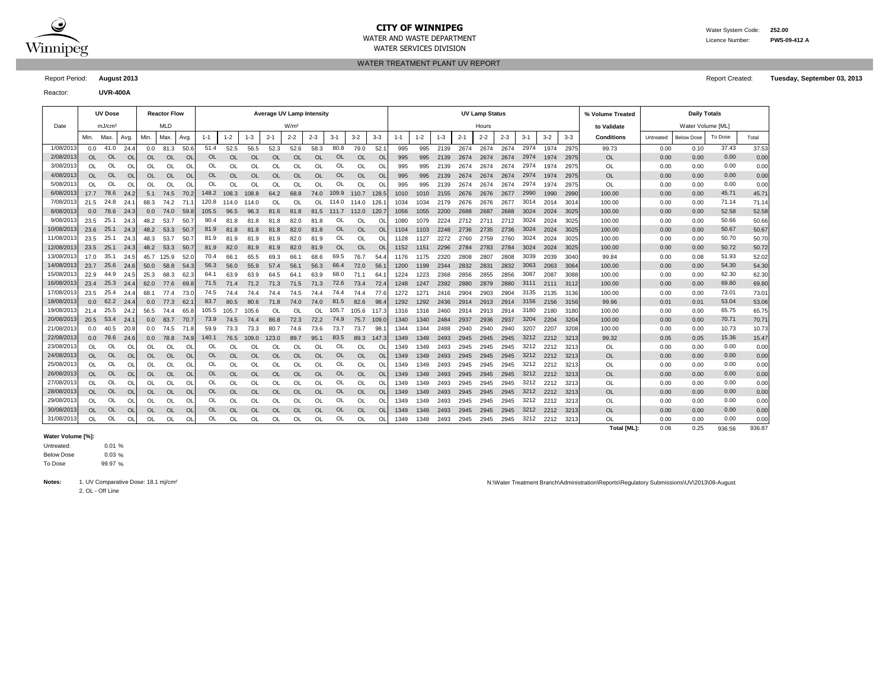**CITY OF WINNIPEG**
WATER AND WASTE DEPARTMENT
WATER SERVICES DIVISION

Water System Code: **252.00**
Licence Number: **PWS-09-412 A**

WATER TREATMENT PLANT UV REPORT

Report Period: **August 2013**

Report Created: **Tuesday, September 03, 2013**

Reactor: **UVR-400A**

| Date | UV Dose mJ/cm² | | | Reactor Flow MLD | | | Average UV Lamp Intensity W/m² | | | | | | | | | UV Lamp Status Hours | | | | | | | | | % Volume Treated to Validate | Daily Totals Water Volume [ML] | | | |
|---|---|---|---|---|---|---|---|---|---|---|---|---|---|---|---|---|---|---|---|---|---|---|---|---|---|---|---|---|---|
| | Min. | Max. | Avg. | Min. | Max. | Avg. | 1-1 | 1-2 | 1-3 | 2-1 | 2-2 | 2-3 | 3-1 | 3-2 | 3-3 | 1-1 | 1-2 | 1-3 | 2-1 | 2-2 | 2-3 | 3-1 | 3-2 | 3-3 | Conditions | Untreated | Below Dose | To Dose | Total |
| 1/08/2013 | 0.0 | 41.0 | 24.4 | 0.0 | 81.3 | 50.6 | 51.4 | 52.5 | 56.5 | 52.3 | 52.6 | 58.3 | 80.8 | 79.0 | 52.1 | 995 | 995 | 2139 | 2674 | 2674 | 2674 | 2974 | 1974 | 2975 | 99.73 | 0.00 | 0.10 | 37.43 | 37.53 |
| 2/08/2013 | OL | OL | OL | OL | OL | OL | OL | OL | OL | OL | OL | OL | OL | OL | OL | 995 | 995 | 2139 | 2674 | 2674 | 2674 | 2974 | 1974 | 2975 | OL | 0.00 | 0.00 | 0.00 | 0.00 |
| 3/08/2013 | OL | OL | OL | OL | OL | OL | OL | OL | OL | OL | OL | OL | OL | OL | OL | 995 | 995 | 2139 | 2674 | 2674 | 2674 | 2974 | 1974 | 2975 | OL | 0.00 | 0.00 | 0.00 | 0.00 |
| 4/08/2013 | OL | OL | OL | OL | OL | OL | OL | OL | OL | OL | OL | OL | OL | OL | OL | 995 | 995 | 2139 | 2674 | 2674 | 2674 | 2974 | 1974 | 2975 | OL | 0.00 | 0.00 | 0.00 | 0.00 |
| 5/08/2013 | OL | OL | OL | OL | OL | OL | OL | OL | OL | OL | OL | OL | OL | OL | OL | 995 | 995 | 2139 | 2674 | 2674 | 2674 | 2974 | 1974 | 2975 | OL | 0.00 | 0.00 | 0.00 | 0.00 |
| 6/08/2013 | 17.7 | 78.6 | 24.2 | 5.1 | 74.5 | 70.2 | 148.2 | 108.3 | 108.8 | 64.2 | 68.8 | 74.0 | 109.9 | 110.7 | 128.5 | 1010 | 1010 | 2155 | 2676 | 2676 | 2677 | 2990 | 1990 | 2990 | 100.00 | 0.00 | 0.00 | 45.71 | 45.71 |
| 7/08/2013 | 21.5 | 24.8 | 24.1 | 68.3 | 74.2 | 71.1 | 120.8 | 114.0 | 114.0 | OL | OL | OL | 114.0 | 114.0 | 126.1 | 1034 | 1034 | 2179 | 2676 | 2676 | 2677 | 3014 | 2014 | 3014 | 100.00 | 0.00 | 0.00 | 71.14 | 71.14 |
| 8/08/2013 | 0.0 | 78.6 | 24.3 | 0.0 | 74.0 | 59.8 | 105.5 | 96.5 | 96.3 | 81.6 | 81.8 | 81.5 | 111.7 | 112.0 | 120.7 | 1056 | 1055 | 2200 | 2688 | 2687 | 2688 | 3024 | 2024 | 3025 | 100.00 | 0.00 | 0.00 | 52.58 | 52.58 |
| 9/08/2013 | 23.5 | 25.1 | 24.3 | 48.2 | 53.7 | 50.7 | 90.4 | 81.8 | 81.8 | 81.8 | 82.0 | 81.8 | OL | OL | OL | 1080 | 1079 | 2224 | 2712 | 2711 | 2712 | 3024 | 2024 | 3025 | 100.00 | 0.00 | 0.00 | 50.66 | 50.66 |
| 10/08/2013 | 23.6 | 25.1 | 24.3 | 48.2 | 53.3 | 50.7 | 81.9 | 81.8 | 81.8 | 81.8 | 82.0 | 81.8 | OL | OL | OL | 1104 | 1103 | 2248 | 2736 | 2735 | 2736 | 3024 | 2024 | 3025 | 100.00 | 0.00 | 0.00 | 50.67 | 50.67 |
| 11/08/2013 | 23.5 | 25.1 | 24.3 | 48.3 | 53.7 | 50.7 | 81.9 | 81.9 | 81.9 | 81.9 | 82.0 | 81.9 | OL | OL | OL | 1128 | 1127 | 2272 | 2760 | 2759 | 2760 | 3024 | 2024 | 3025 | 100.00 | 0.00 | 0.00 | 50.70 | 50.70 |
| 12/08/2013 | 23.5 | 25.1 | 24.3 | 48.2 | 53.3 | 50.7 | 81.9 | 82.0 | 81.9 | 81.9 | 82.0 | 81.9 | OL | OL | OL | 1152 | 1151 | 2296 | 2784 | 2783 | 2784 | 3024 | 2024 | 3025 | 100.00 | 0.00 | 0.00 | 50.72 | 50.72 |
| 13/08/2013 | 17.0 | 35.1 | 24.5 | 45.7 | 125.9 | 52.0 | 70.4 | 66.1 | 65.5 | 69.3 | 66.1 | 68.6 | 69.5 | 76.7 | 54.4 | 1176 | 1175 | 2320 | 2808 | 2807 | 2808 | 3039 | 2039 | 3040 | 99.84 | 0.00 | 0.08 | 51.93 | 52.02 |
| 14/08/2013 | 23.7 | 25.6 | 24.6 | 50.0 | 58.8 | 54.3 | 56.3 | 56.0 | 55.9 | 57.4 | 56.1 | 56.3 | 66.4 | 72.0 | 56.1 | 1200 | 1199 | 2344 | 2832 | 2831 | 2832 | 3063 | 2063 | 3064 | 100.00 | 0.00 | 0.00 | 54.30 | 54.30 |
| 15/08/2013 | 22.9 | 44.9 | 24.5 | 25.3 | 68.3 | 62.3 | 64.1 | 63.9 | 63.9 | 64.5 | 64.1 | 63.9 | 68.0 | 71.1 | 64.1 | 1224 | 1223 | 2368 | 2856 | 2855 | 2856 | 3087 | 2087 | 3088 | 100.00 | 0.00 | 0.00 | 62.30 | 62.30 |
| 16/08/2013 | 23.4 | 25.3 | 24.4 | 62.0 | 77.6 | 69.8 | 71.5 | 71.4 | 71.2 | 71.3 | 71.5 | 71.3 | 72.6 | 73.4 | 72.4 | 1248 | 1247 | 2392 | 2880 | 2879 | 2880 | 3111 | 2111 | 3112 | 100.00 | 0.00 | 0.00 | 69.80 | 69.80 |
| 17/08/2013 | 23.5 | 25.4 | 24.4 | 68.1 | 77.4 | 73.0 | 74.5 | 74.4 | 74.4 | 74.4 | 74.5 | 74.4 | 74.4 | 74.4 | 77.6 | 1272 | 1271 | 2416 | 2904 | 2903 | 2904 | 3135 | 2135 | 3136 | 100.00 | 0.00 | 0.00 | 73.01 | 73.01 |
| 18/08/2013 | 0.0 | 62.2 | 24.4 | 0.0 | 77.3 | 62.1 | 83.7 | 80.5 | 80.6 | 71.8 | 74.0 | 74.0 | 81.5 | 82.6 | 98.4 | 1292 | 1292 | 2436 | 2914 | 2913 | 2914 | 3156 | 2156 | 3156 | 99.96 | 0.01 | 0.01 | 53.04 | 53.06 |
| 19/08/2013 | 21.4 | 25.5 | 24.2 | 56.5 | 74.4 | 65.8 | 105.5 | 105.7 | 105.6 | OL | OL | OL | 105.7 | 105.6 | 117.3 | 1316 | 1316 | 2460 | 2914 | 2913 | 2914 | 3180 | 2180 | 3180 | 100.00 | 0.00 | 0.00 | 65.75 | 65.75 |
| 20/08/2013 | 20.5 | 53.4 | 24.1 | 0.0 | 83.7 | 70.7 | 73.9 | 74.5 | 74.4 | 86.8 | 72.3 | 72.2 | 74.9 | 75.7 | 109.0 | 1340 | 1340 | 2484 | 2937 | 2936 | 2937 | 3204 | 2204 | 3204 | 100.00 | 0.00 | 0.00 | 70.71 | 70.71 |
| 21/08/2013 | 0.0 | 40.5 | 20.8 | 0.0 | 74.5 | 71.8 | 59.9 | 73.3 | 73.3 | 80.7 | 74.6 | 73.6 | 73.7 | 73.7 | 98.1 | 1344 | 1344 | 2488 | 2940 | 2940 | 2940 | 3207 | 2207 | 3208 | 100.00 | 0.00 | 0.00 | 10.73 | 10.73 |
| 22/08/2013 | 0.0 | 78.6 | 24.6 | 0.0 | 78.8 | 74.9 | 140.1 | 76.5 | 109.0 | 123.0 | 89.7 | 95.1 | 83.5 | 89.3 | 147.3 | 1349 | 1349 | 2493 | 2945 | 2945 | 2945 | 3212 | 2212 | 3213 | 99.32 | 0.05 | 0.05 | 15.36 | 15.47 |
| 23/08/2013 | OL | OL | OL | OL | OL | OL | OL | OL | OL | OL | OL | OL | OL | OL | OL | 1349 | 1349 | 2493 | 2945 | 2945 | 2945 | 3212 | 2212 | 3213 | OL | 0.00 | 0.00 | 0.00 | 0.00 |
| 24/08/2013 | OL | OL | OL | OL | OL | OL | OL | OL | OL | OL | OL | OL | OL | OL | OL | 1349 | 1349 | 2493 | 2945 | 2945 | 2945 | 3212 | 2212 | 3213 | OL | 0.00 | 0.00 | 0.00 | 0.00 |
| 25/08/2013 | OL | OL | OL | OL | OL | OL | OL | OL | OL | OL | OL | OL | OL | OL | OL | 1349 | 1349 | 2493 | 2945 | 2945 | 2945 | 3212 | 2212 | 3213 | OL | 0.00 | 0.00 | 0.00 | 0.00 |
| 26/08/2013 | OL | OL | OL | OL | OL | OL | OL | OL | OL | OL | OL | OL | OL | OL | OL | 1349 | 1349 | 2493 | 2945 | 2945 | 2945 | 3212 | 2212 | 3213 | OL | 0.00 | 0.00 | 0.00 | 0.00 |
| 27/08/2013 | OL | OL | OL | OL | OL | OL | OL | OL | OL | OL | OL | OL | OL | OL | OL | 1349 | 1349 | 2493 | 2945 | 2945 | 2945 | 3212 | 2212 | 3213 | OL | 0.00 | 0.00 | 0.00 | 0.00 |
| 28/08/2013 | OL | OL | OL | OL | OL | OL | OL | OL | OL | OL | OL | OL | OL | OL | OL | 1349 | 1349 | 2493 | 2945 | 2945 | 2945 | 3212 | 2212 | 3213 | OL | 0.00 | 0.00 | 0.00 | 0.00 |
| 29/08/2013 | OL | OL | OL | OL | OL | OL | OL | OL | OL | OL | OL | OL | OL | OL | OL | 1349 | 1349 | 2493 | 2945 | 2945 | 2945 | 3212 | 2212 | 3213 | OL | 0.00 | 0.00 | 0.00 | 0.00 |
| 30/08/2013 | OL | OL | OL | OL | OL | OL | OL | OL | OL | OL | OL | OL | OL | OL | OL | 1349 | 1349 | 2493 | 2945 | 2945 | 2945 | 3212 | 2212 | 3213 | OL | 0.00 | 0.00 | 0.00 | 0.00 |
| 31/08/2013 | OL | OL | OL | OL | OL | OL | OL | OL | OL | OL | OL | OL | OL | OL | OL | 1349 | 1349 | 2493 | 2945 | 2945 | 2945 | 3212 | 2212 | 3213 | OL | 0.00 | 0.00 | 0.00 | 0.00 |
| | | | | | | | | | | | | | | | | | | | | | | | | | **Total [ML]:** | 0.06 | 0.25 | 936.56 | 936.87 |

**Water Volume [%]:**

| | |
|---|---|
| Untreated: | 0.01 % |
| Below Dose | 0.03 % |
| To Dose | 99.97 % |

**Notes:**
1. UV Comparative Dose: 18.1 mj/cm²
2. OL - Off Line

N:\Water Treatment Branch\Administration\Reports\Regulatory Submissions\UV\2013\08-August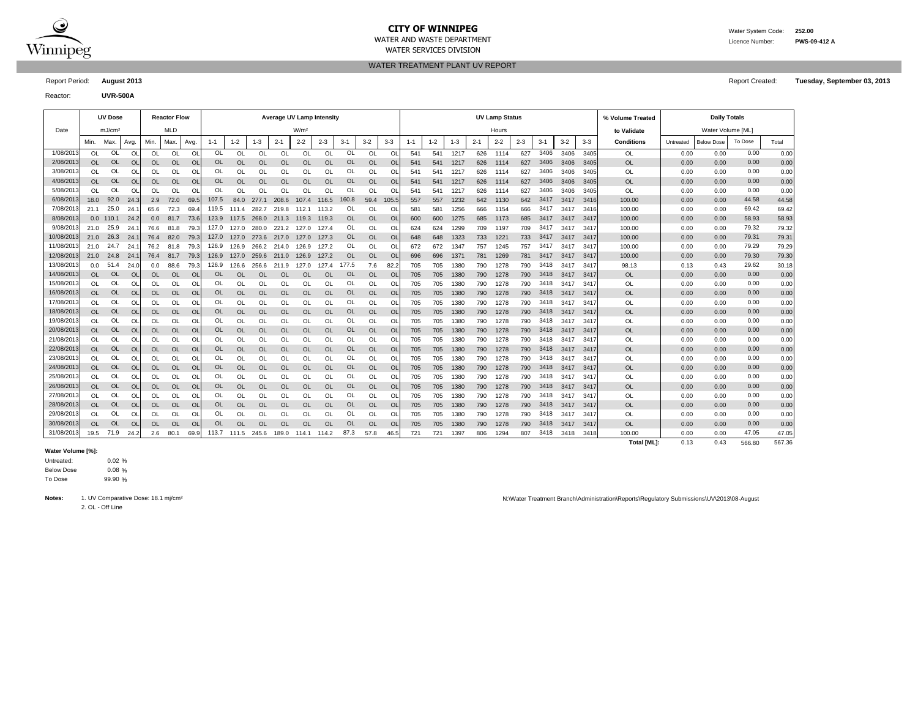# CITY OF WINNIPEG

WATER AND WASTE DEPARTMENT

WATER SERVICES DIVISION

Water System Code: **252.00**

Licence Number: **PWS-09-412 A**

## WATER TREATMENT PLANT UV REPORT

Report Period: **August 2013**

Report Created: **Tuesday, September 03, 2013**

Reactor: **UVR-500A**

| Date | UV Dose | | | Reactor Flow | | | Average UV Lamp Intensity | | | | | | | | | UV Lamp Status | | | | | | | | | % Volume Treated | Daily Totals | | | |
|---|---|---|---|---|---|---|---|---|---|---|---|---|---|---|---|---|---|---|---|---|---|---|---|---|---|---|---|---|---|
| | mJ/cm² | | | MLD | | | W/m² | | | | | | | | | Hours | | | | | | | | | to Validate | Water Volume [ML] | | | |
| | Min. | Max. | Avg. | Min. | Max. | Avg. | 1-1 | 1-2 | 1-3 | 2-1 | 2-2 | 2-3 | 3-1 | 3-2 | 3-3 | 1-1 | 1-2 | 1-3 | 2-1 | 2-2 | 2-3 | 3-1 | 3-2 | 3-3 | Conditions | Untreated | Below Dose | To Dose | Total |
| 1/08/2013 | OL | OL | OL | OL | OL | OL | OL | OL | OL | OL | OL | OL | OL | OL | OL | 541 | 541 | 1217 | 626 | 1114 | 627 | 3406 | 3406 | 3405 | OL | 0.00 | 0.00 | 0.00 | 0.00 |
| 2/08/2013 | OL | OL | OL | OL | OL | OL | OL | OL | OL | OL | OL | OL | OL | OL | OL | 541 | 541 | 1217 | 626 | 1114 | 627 | 3406 | 3406 | 3405 | OL | 0.00 | 0.00 | 0.00 | 0.00 |
| 3/08/2013 | OL | OL | OL | OL | OL | OL | OL | OL | OL | OL | OL | OL | OL | OL | OL | 541 | 541 | 1217 | 626 | 1114 | 627 | 3406 | 3406 | 3405 | OL | 0.00 | 0.00 | 0.00 | 0.00 |
| 4/08/2013 | OL | OL | OL | OL | OL | OL | OL | OL | OL | OL | OL | OL | OL | OL | OL | 541 | 541 | 1217 | 626 | 1114 | 627 | 3406 | 3406 | 3405 | OL | 0.00 | 0.00 | 0.00 | 0.00 |
| 5/08/2013 | OL | OL | OL | OL | OL | OL | OL | OL | OL | OL | OL | OL | OL | OL | OL | 541 | 541 | 1217 | 626 | 1114 | 627 | 3406 | 3406 | 3405 | OL | 0.00 | 0.00 | 0.00 | 0.00 |
| 6/08/2013 | 18.0 | 92.0 | 24.3 | 2.9 | 72.0 | 69.5 | 107.5 | 84.0 | 277.1 | 208.6 | 107.4 | 116.5 | 160.8 | 59.4 | 105.5 | 557 | 557 | 1232 | 642 | 1130 | 642 | 3417 | 3417 | 3416 | 100.00 | 0.00 | 0.00 | 44.58 | 44.58 |
| 7/08/2013 | 21.1 | 25.0 | 24.1 | 65.6 | 72.3 | 69.4 | 119.5 | 111.4 | 282.7 | 219.8 | 112.1 | 113.2 | OL | OL | OL | 581 | 581 | 1256 | 666 | 1154 | 666 | 3417 | 3417 | 3416 | 100.00 | 0.00 | 0.00 | 69.42 | 69.42 |
| 8/08/2013 | 0.0 | 110.1 | 24.2 | 0.0 | 81.7 | 73.6 | 123.9 | 117.5 | 268.0 | 211.3 | 119.3 | 119.3 | OL | OL | OL | 600 | 600 | 1275 | 685 | 1173 | 685 | 3417 | 3417 | 3417 | 100.00 | 0.00 | 0.00 | 58.93 | 58.93 |
| 9/08/2013 | 21.0 | 25.9 | 24.1 | 76.6 | 81.8 | 79.3 | 127.0 | 127.0 | 280.0 | 221.2 | 127.0 | 127.4 | OL | OL | OL | 624 | 624 | 1299 | 709 | 1197 | 709 | 3417 | 3417 | 3417 | 100.00 | 0.00 | 0.00 | 79.32 | 79.32 |
| 10/08/2013 | 21.0 | 26.3 | 24.1 | 76.4 | 82.0 | 79.3 | 127.0 | 127.0 | 273.6 | 217.0 | 127.0 | 127.3 | OL | OL | OL | 648 | 648 | 1323 | 733 | 1221 | 733 | 3417 | 3417 | 3417 | 100.00 | 0.00 | 0.00 | 79.31 | 79.31 |
| 11/08/2013 | 21.0 | 24.7 | 24.1 | 76.2 | 81.8 | 79.3 | 126.9 | 126.9 | 266.2 | 214.0 | 126.9 | 127.2 | OL | OL | OL | 672 | 672 | 1347 | 757 | 1245 | 757 | 3417 | 3417 | 3417 | 100.00 | 0.00 | 0.00 | 79.29 | 79.29 |
| 12/08/2013 | 21.0 | 24.8 | 24.1 | 76.4 | 81.7 | 79.3 | 126.9 | 127.0 | 259.6 | 211.0 | 126.9 | 127.2 | OL | OL | OL | 696 | 696 | 1371 | 781 | 1269 | 781 | 3417 | 3417 | 3417 | 100.00 | 0.00 | 0.00 | 79.30 | 79.30 |
| 13/08/2013 | 0.0 | 51.4 | 24.0 | 0.0 | 88.6 | 79.3 | 126.9 | 126.6 | 256.6 | 211.9 | 127.0 | 127.4 | 177.5 | 7.6 | 82.2 | 705 | 705 | 1380 | 790 | 1278 | 790 | 3418 | 3417 | 3417 | 98.13 | 0.13 | 0.43 | 29.62 | 30.18 |
| 14/08/2013 | OL | OL | OL | OL | OL | OL | OL | OL | OL | OL | OL | OL | OL | OL | OL | 705 | 705 | 1380 | 790 | 1278 | 790 | 3418 | 3417 | 3417 | OL | 0.00 | 0.00 | 0.00 | 0.00 |
| 15/08/2013 | OL | OL | OL | OL | OL | OL | OL | OL | OL | OL | OL | OL | OL | OL | OL | 705 | 705 | 1380 | 790 | 1278 | 790 | 3418 | 3417 | 3417 | OL | 0.00 | 0.00 | 0.00 | 0.00 |
| 16/08/2013 | OL | OL | OL | OL | OL | OL | OL | OL | OL | OL | OL | OL | OL | OL | OL | 705 | 705 | 1380 | 790 | 1278 | 790 | 3418 | 3417 | 3417 | OL | 0.00 | 0.00 | 0.00 | 0.00 |
| 17/08/2013 | OL | OL | OL | OL | OL | OL | OL | OL | OL | OL | OL | OL | OL | OL | OL | 705 | 705 | 1380 | 790 | 1278 | 790 | 3418 | 3417 | 3417 | OL | 0.00 | 0.00 | 0.00 | 0.00 |
| 18/08/2013 | OL | OL | OL | OL | OL | OL | OL | OL | OL | OL | OL | OL | OL | OL | OL | 705 | 705 | 1380 | 790 | 1278 | 790 | 3418 | 3417 | 3417 | OL | 0.00 | 0.00 | 0.00 | 0.00 |
| 19/08/2013 | OL | OL | OL | OL | OL | OL | OL | OL | OL | OL | OL | OL | OL | OL | OL | 705 | 705 | 1380 | 790 | 1278 | 790 | 3418 | 3417 | 3417 | OL | 0.00 | 0.00 | 0.00 | 0.00 |
| 20/08/2013 | OL | OL | OL | OL | OL | OL | OL | OL | OL | OL | OL | OL | OL | OL | OL | 705 | 705 | 1380 | 790 | 1278 | 790 | 3418 | 3417 | 3417 | OL | 0.00 | 0.00 | 0.00 | 0.00 |
| 21/08/2013 | OL | OL | OL | OL | OL | OL | OL | OL | OL | OL | OL | OL | OL | OL | OL | 705 | 705 | 1380 | 790 | 1278 | 790 | 3418 | 3417 | 3417 | OL | 0.00 | 0.00 | 0.00 | 0.00 |
| 22/08/2013 | OL | OL | OL | OL | OL | OL | OL | OL | OL | OL | OL | OL | OL | OL | OL | 705 | 705 | 1380 | 790 | 1278 | 790 | 3418 | 3417 | 3417 | OL | 0.00 | 0.00 | 0.00 | 0.00 |
| 23/08/2013 | OL | OL | OL | OL | OL | OL | OL | OL | OL | OL | OL | OL | OL | OL | OL | 705 | 705 | 1380 | 790 | 1278 | 790 | 3418 | 3417 | 3417 | OL | 0.00 | 0.00 | 0.00 | 0.00 |
| 24/08/2013 | OL | OL | OL | OL | OL | OL | OL | OL | OL | OL | OL | OL | OL | OL | OL | 705 | 705 | 1380 | 790 | 1278 | 790 | 3418 | 3417 | 3417 | OL | 0.00 | 0.00 | 0.00 | 0.00 |
| 25/08/2013 | OL | OL | OL | OL | OL | OL | OL | OL | OL | OL | OL | OL | OL | OL | OL | 705 | 705 | 1380 | 790 | 1278 | 790 | 3418 | 3417 | 3417 | OL | 0.00 | 0.00 | 0.00 | 0.00 |
| 26/08/2013 | OL | OL | OL | OL | OL | OL | OL | OL | OL | OL | OL | OL | OL | OL | OL | 705 | 705 | 1380 | 790 | 1278 | 790 | 3418 | 3417 | 3417 | OL | 0.00 | 0.00 | 0.00 | 0.00 |
| 27/08/2013 | OL | OL | OL | OL | OL | OL | OL | OL | OL | OL | OL | OL | OL | OL | OL | 705 | 705 | 1380 | 790 | 1278 | 790 | 3418 | 3417 | 3417 | OL | 0.00 | 0.00 | 0.00 | 0.00 |
| 28/08/2013 | OL | OL | OL | OL | OL | OL | OL | OL | OL | OL | OL | OL | OL | OL | OL | 705 | 705 | 1380 | 790 | 1278 | 790 | 3418 | 3417 | 3417 | OL | 0.00 | 0.00 | 0.00 | 0.00 |
| 29/08/2013 | OL | OL | OL | OL | OL | OL | OL | OL | OL | OL | OL | OL | OL | OL | OL | 705 | 705 | 1380 | 790 | 1278 | 790 | 3418 | 3417 | 3417 | OL | 0.00 | 0.00 | 0.00 | 0.00 |
| 30/08/2013 | OL | OL | OL | OL | OL | OL | OL | OL | OL | OL | OL | OL | OL | OL | OL | 705 | 705 | 1380 | 790 | 1278 | 790 | 3418 | 3417 | 3417 | OL | 0.00 | 0.00 | 0.00 | 0.00 |
| 31/08/2013 | 19.5 | 71.9 | 24.2 | 2.6 | 80.1 | 69.9 | 113.7 | 111.5 | 245.6 | 189.0 | 114.1 | 114.2 | 87.3 | 57.8 | 46.5 | 721 | 721 | 1397 | 806 | 1294 | 807 | 3418 | 3418 | 3418 | 100.00 | 0.00 | 0.00 | 47.05 | 47.05 |
| | | | | | | | | | | | | | | | | | | | | | | | | | **Total [ML]:** | 0.13 | 0.43 | 566.80 | 567.36 |

**Water Volume [%]:**

| | | |
|---|---|---|
| Untreated: | 0.02 | % |
| Below Dose | 0.08 | % |
| To Dose | 99.90 | % |

**Notes:** 1. UV Comparative Dose: 18.1 mj/cm²
2. OL - Off Line

N:\Water Treatment Branch\Administration\Reports\Regulatory Submissions\UV\2013\08-August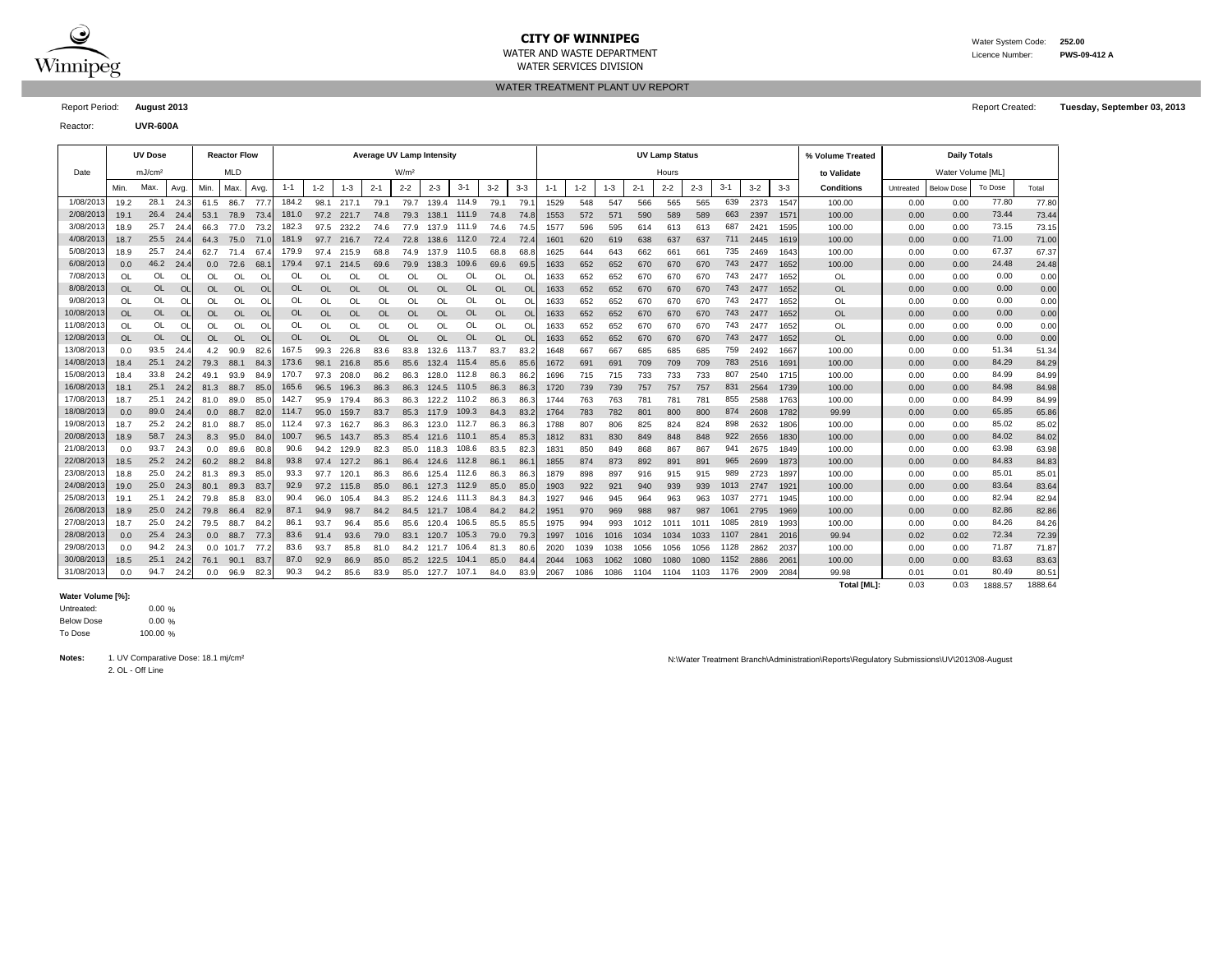# CITY OF WINNIPEG

WATER AND WASTE DEPARTMENT
WATER SERVICES DIVISION

Water System Code: **252.00**
Licence Number: **PWS-09-412 A**

## WATER TREATMENT PLANT UV REPORT

Report Period: **August 2013**
Report Created: **Tuesday, September 03, 2013**

Reactor: **UVR-600A**

| Date | UV Dose mJ/cm² | | | Reactor Flow MLD | | | Average UV Lamp Intensity W/m² | | | | | | | | | UV Lamp Status Hours | | | | | | | | | % Volume Treated to Validate | Daily Totals Water Volume [ML] | | | |
|---|---|---|---|---|---|---|---|---|---|---|---|---|---|---|---|---|---|---|---|---|---|---|---|---|---|---|---|---|---|
| | Min. | Max. | Avg. | Min. | Max. | Avg. | 1-1 | 1-2 | 1-3 | 2-1 | 2-2 | 2-3 | 3-1 | 3-2 | 3-3 | 1-1 | 1-2 | 1-3 | 2-1 | 2-2 | 2-3 | 3-1 | 3-2 | 3-3 | Conditions | Untreated | Below Dose | To Dose | Total |
| 1/08/2013 | 19.2 | 28.1 | 24.3 | 61.5 | 86.7 | 77.7 | 184.2 | 98.1 | 217.1 | 79.1 | 79.7 | 139.4 | 114.9 | 79.1 | 79.1 | 1529 | 548 | 547 | 566 | 565 | 565 | 639 | 2373 | 1547 | 100.00 | 0.00 | 0.00 | 77.80 | 77.80 |
| 2/08/2013 | 19.1 | 26.4 | 24.4 | 53.1 | 78.9 | 73.4 | 181.0 | 97.2 | 221.7 | 74.8 | 79.3 | 138.1 | 111.9 | 74.8 | 74.8 | 1553 | 572 | 571 | 590 | 589 | 589 | 663 | 2397 | 1571 | 100.00 | 0.00 | 0.00 | 73.44 | 73.44 |
| 3/08/2013 | 18.9 | 25.7 | 24.4 | 66.3 | 77.0 | 73.2 | 182.3 | 97.5 | 232.2 | 74.6 | 77.9 | 137.9 | 111.9 | 74.6 | 74.5 | 1577 | 596 | 595 | 614 | 613 | 613 | 687 | 2421 | 1595 | 100.00 | 0.00 | 0.00 | 73.15 | 73.15 |
| 4/08/2013 | 18.7 | 25.5 | 24.4 | 64.3 | 75.0 | 71.0 | 181.9 | 97.7 | 216.7 | 72.4 | 72.8 | 138.6 | 112.0 | 72.4 | 72.4 | 1601 | 620 | 619 | 638 | 637 | 637 | 711 | 2445 | 1619 | 100.00 | 0.00 | 0.00 | 71.00 | 71.00 |
| 5/08/2013 | 18.9 | 25.7 | 24.4 | 62.7 | 71.4 | 67.4 | 179.9 | 97.4 | 215.9 | 68.8 | 74.9 | 137.9 | 110.5 | 68.8 | 68.8 | 1625 | 644 | 643 | 662 | 661 | 661 | 735 | 2469 | 1643 | 100.00 | 0.00 | 0.00 | 67.37 | 67.37 |
| 6/08/2013 | 0.0 | 46.2 | 24.4 | 0.0 | 72.6 | 68.1 | 179.4 | 97.1 | 214.5 | 69.6 | 79.9 | 138.3 | 109.6 | 69.6 | 69.5 | 1633 | 652 | 652 | 670 | 670 | 670 | 743 | 2477 | 1652 | 100.00 | 0.00 | 0.00 | 24.48 | 24.48 |
| 7/08/2013 | OL | OL | OL | OL | OL | OL | OL | OL | OL | OL | OL | OL | OL | OL | OL | 1633 | 652 | 652 | 670 | 670 | 670 | 743 | 2477 | 1652 | OL | 0.00 | 0.00 | 0.00 | 0.00 |
| 8/08/2013 | OL | OL | OL | OL | OL | OL | OL | OL | OL | OL | OL | OL | OL | OL | OL | 1633 | 652 | 652 | 670 | 670 | 670 | 743 | 2477 | 1652 | OL | 0.00 | 0.00 | 0.00 | 0.00 |
| 9/08/2013 | OL | OL | OL | OL | OL | OL | OL | OL | OL | OL | OL | OL | OL | OL | OL | 1633 | 652 | 652 | 670 | 670 | 670 | 743 | 2477 | 1652 | OL | 0.00 | 0.00 | 0.00 | 0.00 |
| 10/08/2013 | OL | OL | OL | OL | OL | OL | OL | OL | OL | OL | OL | OL | OL | OL | OL | 1633 | 652 | 652 | 670 | 670 | 670 | 743 | 2477 | 1652 | OL | 0.00 | 0.00 | 0.00 | 0.00 |
| 11/08/2013 | OL | OL | OL | OL | OL | OL | OL | OL | OL | OL | OL | OL | OL | OL | OL | 1633 | 652 | 652 | 670 | 670 | 670 | 743 | 2477 | 1652 | OL | 0.00 | 0.00 | 0.00 | 0.00 |
| 12/08/2013 | OL | OL | OL | OL | OL | OL | OL | OL | OL | OL | OL | OL | OL | OL | OL | 1633 | 652 | 652 | 670 | 670 | 670 | 743 | 2477 | 1652 | OL | 0.00 | 0.00 | 0.00 | 0.00 |
| 13/08/2013 | 0.0 | 93.5 | 24.4 | 4.2 | 90.9 | 82.6 | 167.5 | 99.3 | 226.8 | 83.6 | 83.8 | 132.6 | 113.7 | 83.7 | 83.2 | 1648 | 667 | 667 | 685 | 685 | 685 | 759 | 2492 | 1667 | 100.00 | 0.00 | 0.00 | 51.34 | 51.34 |
| 14/08/2013 | 18.4 | 25.1 | 24.2 | 79.3 | 88.1 | 84.3 | 173.6 | 98.1 | 216.8 | 85.6 | 85.6 | 132.4 | 115.4 | 85.6 | 85.6 | 1672 | 691 | 691 | 709 | 709 | 709 | 783 | 2516 | 1691 | 100.00 | 0.00 | 0.00 | 84.29 | 84.29 |
| 15/08/2013 | 18.4 | 33.8 | 24.2 | 49.1 | 93.9 | 84.9 | 170.7 | 97.3 | 208.0 | 86.2 | 86.3 | 128.0 | 112.8 | 86.3 | 86.2 | 1696 | 715 | 715 | 733 | 733 | 733 | 807 | 2540 | 1715 | 100.00 | 0.00 | 0.00 | 84.99 | 84.99 |
| 16/08/2013 | 18.1 | 25.1 | 24.2 | 81.3 | 88.7 | 85.0 | 165.6 | 96.5 | 196.3 | 86.3 | 86.3 | 124.5 | 110.5 | 86.3 | 86.3 | 1720 | 739 | 739 | 757 | 757 | 757 | 831 | 2564 | 1739 | 100.00 | 0.00 | 0.00 | 84.98 | 84.98 |
| 17/08/2013 | 18.7 | 25.1 | 24.2 | 81.0 | 89.0 | 85.0 | 142.7 | 95.9 | 179.4 | 86.3 | 86.3 | 122.2 | 110.2 | 86.3 | 86.3 | 1744 | 763 | 763 | 781 | 781 | 781 | 855 | 2588 | 1763 | 100.00 | 0.00 | 0.00 | 84.99 | 84.99 |
| 18/08/2013 | 0.0 | 89.0 | 24.4 | 0.0 | 88.7 | 82.0 | 114.7 | 95.0 | 159.7 | 83.7 | 85.3 | 117.9 | 109.3 | 84.3 | 83.2 | 1764 | 783 | 782 | 801 | 800 | 800 | 874 | 2608 | 1782 | 99.99 | 0.00 | 0.00 | 65.85 | 65.86 |
| 19/08/2013 | 18.7 | 25.2 | 24.2 | 81.0 | 88.7 | 85.0 | 112.4 | 97.3 | 162.7 | 86.3 | 86.3 | 123.0 | 112.7 | 86.3 | 86.3 | 1788 | 807 | 806 | 825 | 824 | 824 | 898 | 2632 | 1806 | 100.00 | 0.00 | 0.00 | 85.02 | 85.02 |
| 20/08/2013 | 18.9 | 58.7 | 24.3 | 8.3 | 95.0 | 84.0 | 100.7 | 96.5 | 143.7 | 85.3 | 85.4 | 121.6 | 110.1 | 85.4 | 85.3 | 1812 | 831 | 830 | 849 | 848 | 848 | 922 | 2656 | 1830 | 100.00 | 0.00 | 0.00 | 84.02 | 84.02 |
| 21/08/2013 | 0.0 | 93.7 | 24.3 | 0.0 | 89.6 | 80.8 | 90.6 | 94.2 | 129.9 | 82.3 | 85.0 | 118.3 | 108.6 | 83.5 | 82.3 | 1831 | 850 | 849 | 868 | 867 | 867 | 941 | 2675 | 1849 | 100.00 | 0.00 | 0.00 | 63.98 | 63.98 |
| 22/08/2013 | 18.5 | 25.2 | 24.2 | 60.2 | 88.2 | 84.8 | 93.8 | 97.4 | 127.2 | 86.1 | 86.4 | 124.6 | 112.8 | 86.1 | 86.1 | 1855 | 874 | 873 | 892 | 891 | 891 | 965 | 2699 | 1873 | 100.00 | 0.00 | 0.00 | 84.83 | 84.83 |
| 23/08/2013 | 18.8 | 25.0 | 24.2 | 81.3 | 89.3 | 85.0 | 93.3 | 97.7 | 120.1 | 86.3 | 86.6 | 125.4 | 112.6 | 86.3 | 86.3 | 1879 | 898 | 897 | 916 | 915 | 915 | 989 | 2723 | 1897 | 100.00 | 0.00 | 0.00 | 85.01 | 85.01 |
| 24/08/2013 | 19.0 | 25.0 | 24.3 | 80.1 | 89.3 | 83.7 | 92.9 | 97.2 | 115.8 | 85.0 | 86.1 | 127.3 | 112.9 | 85.0 | 85.0 | 1903 | 922 | 921 | 940 | 939 | 939 | 1013 | 2747 | 1921 | 100.00 | 0.00 | 0.00 | 83.64 | 83.64 |
| 25/08/2013 | 19.1 | 25.1 | 24.2 | 79.8 | 85.8 | 83.0 | 90.4 | 96.0 | 105.4 | 84.3 | 85.2 | 124.6 | 111.3 | 84.3 | 84.3 | 1927 | 946 | 945 | 964 | 963 | 963 | 1037 | 2771 | 1945 | 100.00 | 0.00 | 0.00 | 82.94 | 82.94 |
| 26/08/2013 | 18.9 | 25.0 | 24.2 | 79.8 | 86.4 | 82.9 | 87.1 | 94.9 | 98.7 | 84.2 | 84.5 | 121.7 | 108.4 | 84.2 | 84.2 | 1951 | 970 | 969 | 988 | 987 | 987 | 1061 | 2795 | 1969 | 100.00 | 0.00 | 0.00 | 82.86 | 82.86 |
| 27/08/2013 | 18.7 | 25.0 | 24.2 | 79.5 | 88.7 | 84.2 | 86.1 | 93.7 | 96.4 | 85.6 | 85.6 | 120.4 | 106.5 | 85.5 | 85.5 | 1975 | 994 | 993 | 1012 | 1011 | 1011 | 1085 | 2819 | 1993 | 100.00 | 0.00 | 0.00 | 84.26 | 84.26 |
| 28/08/2013 | 0.0 | 25.4 | 24.3 | 0.0 | 88.7 | 77.3 | 83.6 | 91.4 | 93.6 | 79.0 | 83.1 | 120.7 | 105.3 | 79.0 | 79.3 | 1997 | 1016 | 1016 | 1034 | 1034 | 1033 | 1107 | 2841 | 2016 | 99.94 | 0.02 | 0.02 | 72.34 | 72.39 |
| 29/08/2013 | 0.0 | 94.2 | 24.3 | 0.0 | 101.7 | 77.2 | 83.6 | 93.7 | 85.8 | 81.0 | 84.2 | 121.7 | 106.4 | 81.3 | 80.6 | 2020 | 1039 | 1038 | 1056 | 1056 | 1056 | 1128 | 2862 | 2037 | 100.00 | 0.00 | 0.00 | 71.87 | 71.87 |
| 30/08/2013 | 18.5 | 25.1 | 24.2 | 76.1 | 90.1 | 83.7 | 87.0 | 92.9 | 86.9 | 85.0 | 85.2 | 122.5 | 104.1 | 85.0 | 84.4 | 2044 | 1063 | 1062 | 1080 | 1080 | 1080 | 1152 | 2886 | 2061 | 100.00 | 0.00 | 0.00 | 83.63 | 83.63 |
| 31/08/2013 | 0.0 | 94.7 | 24.2 | 0.0 | 96.9 | 82.3 | 90.3 | 94.2 | 85.6 | 83.9 | 85.0 | 127.7 | 107.1 | 84.0 | 83.9 | 2067 | 1086 | 1086 | 1104 | 1104 | 1103 | 1176 | 2909 | 2084 | 99.98 | 0.01 | 0.01 | 80.49 | 80.51 |
| | | | | | | | | | | | | | | | | | | | | | | | | | Total [ML]: | 0.03 | 0.03 | 1888.57 | 1888.64 |

**Water Volume [%]:**

Untreated: 0.00 %
Below Dose 0.00 %
To Dose 100.00 %

**Notes:** 1. UV Comparative Dose: 18.1 mj/cm²
2. OL - Off Line

N:\Water Treatment Branch\Administration\Reports\Regulatory Submissions\UV\2013\08-August